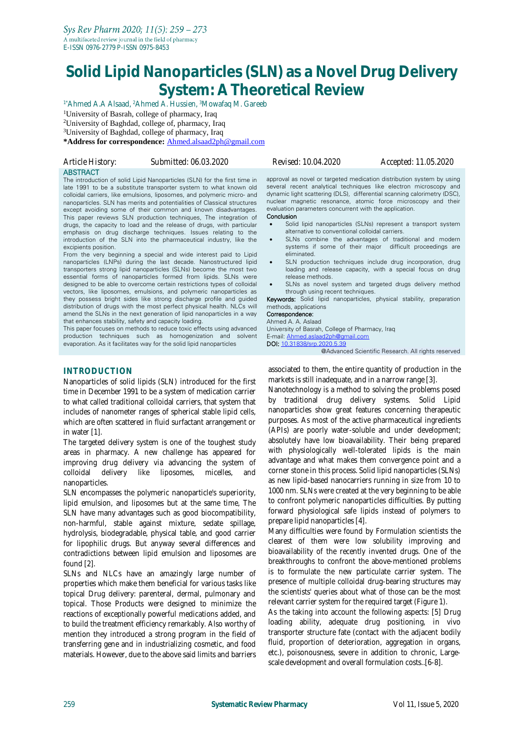# Solid Lipid Nanoparticles (SLN) as a Novel Drug Delivery System: A Theoretical Review

[1*]Ahmed A.A Alsaad, [2]Ahmed A. Hussien, [3]Mowafaq M. Gareeb

[1]University of Basrah, college of pharmacy, Iraq

[2]University of Baghdad, college of, pharmacy, Iraq

[3]University of Baghdad, college of pharmacy, Iraq

**\*Address for correspondence:** Ahmed.alsaad2ph@gmail.com

*Article History: Submitted: 06.03.2020 Revised: 10.04.2020 Accepted: 11.05.2020*

## ABSTRACT

The introduction of solid Lipid Nanoparticles (SLN) for the first time in late 1991 to be a substitute transporter system to what known old colloidal carriers, like emulsions, liposomes, and polymeric micro- and nanoparticles. SLN has merits and potentialities of Classical structures except avoiding some of their common and known disadvantages. This paper reviews SLN production techniques, The integration of drugs, the capacity to load and the release of drugs, with particular emphasis on drug discharge techniques. Issues relating to the introduction of the SLN into the pharmaceutical industry, like the excipients position.

From the very beginning a special and wide interest paid to Lipid nanoparticles (LNPs) during the last decade. Nanostructured lipid transporters strong lipid nanoparticles (SLNs) become the most two essential forms of nanoparticles formed from lipids. SLNs were designed to be able to overcome certain restrictions types of colloidal vectors, like liposomes, emulsions, and polymeric nanoparticles as they possess bright sides like strong discharge profile and guided distribution of drugs with the most perfect physical health. NLCs will amend the SLNs in the next generation of lipid nanoparticles in a way that enhances stability, safety and capacity loading.

This paper focuses on methods to reduce toxic effects using advanced production techniques such as homogenization and solvent evaporation. As it facilitates way for the solid lipid nanoparticles approval as novel or targeted medication distribution system by using several recent analytical techniques like electron microscopy and dynamic light scattering (DLS), differential scanning calorimetry (DSC), nuclear magnetic resonance, atomic force microscopy and their evaluation parameters concurrent with the application.

**Conclusion**

- Solid lipid nanoparticles (SLNs) represent a transport system alternative to conventional colloidal carriers.
- SLNs combine the advantages of traditional and modern systems if some of their major difficult proceedings are eliminated.
- SLN production techniques include drug incorporation, drug loading and release capacity, with a special focus on drug release methods.
- SLNs as novel system and targeted drugs delivery method through using recent techniques.

**Keywords:** Solid lipid nanoparticles, physical stability, preparation methods, applications

**Correspondence:**

Ahmed A. A. Aslaad

University of Basrah, College of Pharmacy, Iraq

E-mail: Ahmed.aslaad2ph@gmail.com

**DOI:** 10.31838/srp.2020.5.39

@Advanced Scientific Research. All rights reserved

## INTRODUCTION

Nanoparticles of solid lipids (SLN) introduced for the first time in December 1991 to be a system of medication carrier to what called traditional colloidal carriers, that system that includes of nanometer ranges of spherical stable lipid cells, which are often scattered in fluid surfactant arrangement or in water [1].

The targeted delivery system is one of the toughest study areas in pharmacy. A new challenge has appeared for improving drug delivery via advancing the system of colloidal delivery like liposomes, micelles, and nanoparticles.

SLN encompasses the polymeric nanoparticle's superiority, lipid emulsion, and liposomes but at the same time, The SLN have many advantages such as good biocompatibility, non-harmful, stable against mixture, sedate spillage, hydrolysis, biodegradable, physical table, and good carrier for lipophilic drugs. But anyway several differences and contradictions between lipid emulsion and liposomes are found [2].

SLNs and NLCs have an amazingly large number of properties which make them beneficial for various tasks like topical Drug delivery: parenteral, dermal, pulmonary and topical. Those Products were designed to minimize the reactions of exceptionally powerful medications added, and to build the treatment efficiency remarkably. Also worthy of mention they introduced a strong program in the field of transferring gene and in industrializing cosmetic, and food materials. However, due to the above said limits and barriers associated to them, the entire quantity of production in the markets is still inadequate, and in a narrow range [3].

Nanotechnology is a method to solving the problems posed by traditional drug delivery systems. Solid Lipid nanoparticles show great features concerning therapeutic purposes. As most of the active pharmaceutical ingredients (APIs) are poorly water-soluble and under development; absolutely have low bioavailability. Their being prepared with physiologically well-tolerated lipids is the main advantage and what makes them convergence point and a corner stone in this process. Solid lipid nanoparticles (SLNs) as new lipid-based nanocarriers running in size from 10 to 1000 nm. SLNs were created at the very beginning to be able to confront polymeric nanoparticles difficulties. By putting forward physiological safe lipids instead of polymers to prepare lipid nanoparticles [4].

Many difficulties were found by Formulation scientists the clearest of them were low solubility improving and bioavailability of the recently invented drugs. One of the breakthroughs to confront the above-mentioned problems is to formulate the new particulate carrier system. The presence of multiple colloidal drug-bearing structures may the scientists' queries about what of those can be the most relevant carrier system for the required target (Figure 1).

As the taking into account the following aspects: [5] Drug loading ability, adequate drug positioning, in vivo transporter structure fate (contact with the adjacent bodily fluid, proportion of deterioration, aggregation in organs, etc.), poisonousness, severe in addition to chronic, Large-scale development and overall formulation costs..[6-8].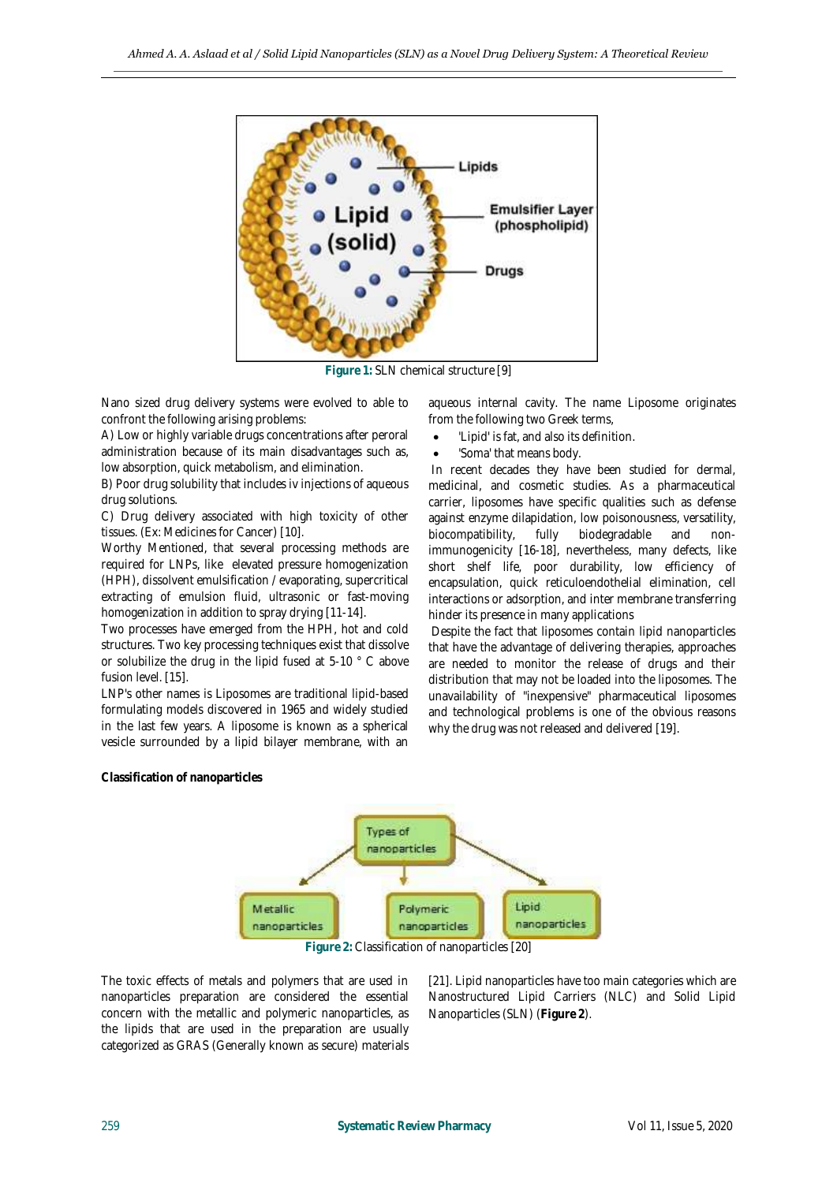Figure 1: SLN chemical structure [9]

Nano sized drug delivery systems were evolved to able to confront the following arising problems:

A) Low or highly variable drugs concentrations after peroral administration because of its main disadvantages such as, low absorption, quick metabolism, and elimination.

B) Poor drug solubility that includes iv injections of aqueous drug solutions.

C) Drug delivery associated with high toxicity of other tissues. (Ex: Medicines for Cancer) [10].

Worthy Mentioned, that several processing methods are required for LNPs, like elevated pressure homogenization (HPH), dissolvent emulsification / evaporating, supercritical extracting of emulsion fluid, ultrasonic or fast-moving homogenization in addition to spray drying [11-14].

Two processes have emerged from the HPH, hot and cold structures. Two key processing techniques exist that dissolve or solubilize the drug in the lipid fused at 5-10 ° C above fusion level. [15].

LNP's other names is Liposomes are traditional lipid-based formulating models discovered in 1965 and widely studied in the last few years. A liposome is known as a spherical vesicle surrounded by a lipid bilayer membrane, with an aqueous internal cavity. The name Liposome originates from the following two Greek terms,

- 'Lipid' is fat, and also its definition.
- 'Soma' that means body.

In recent decades they have been studied for dermal, medicinal, and cosmetic studies. As a pharmaceutical carrier, liposomes have specific qualities such as defense against enzyme dilapidation, low poisonousness, versatility, biocompatibility, fully biodegradable and non-immunogenicity [16-18], nevertheless, many defects, like short shelf life, poor durability, low efficiency of encapsulation, quick reticuloendothelial elimination, cell interactions or adsorption, and inter membrane transferring hinder its presence in many applications

Despite the fact that liposomes contain lipid nanoparticles that have the advantage of delivering therapies, approaches are needed to monitor the release of drugs and their distribution that may not be loaded into the liposomes. The unavailability of "inexpensive" pharmaceutical liposomes and technological problems is one of the obvious reasons why the drug was not released and delivered [19].

**Classification of nanoparticles**

Figure 2: Classification of nanoparticles [20]

The toxic effects of metals and polymers that are used in nanoparticles preparation are considered the essential concern with the metallic and polymeric nanoparticles, as the lipids that are used in the preparation are usually categorized as GRAS (Generally known as secure) materials [21]. Lipid nanoparticles have too main categories which are Nanostructured Lipid Carriers (NLC) and Solid Lipid Nanoparticles (SLN) (**Figure 2**).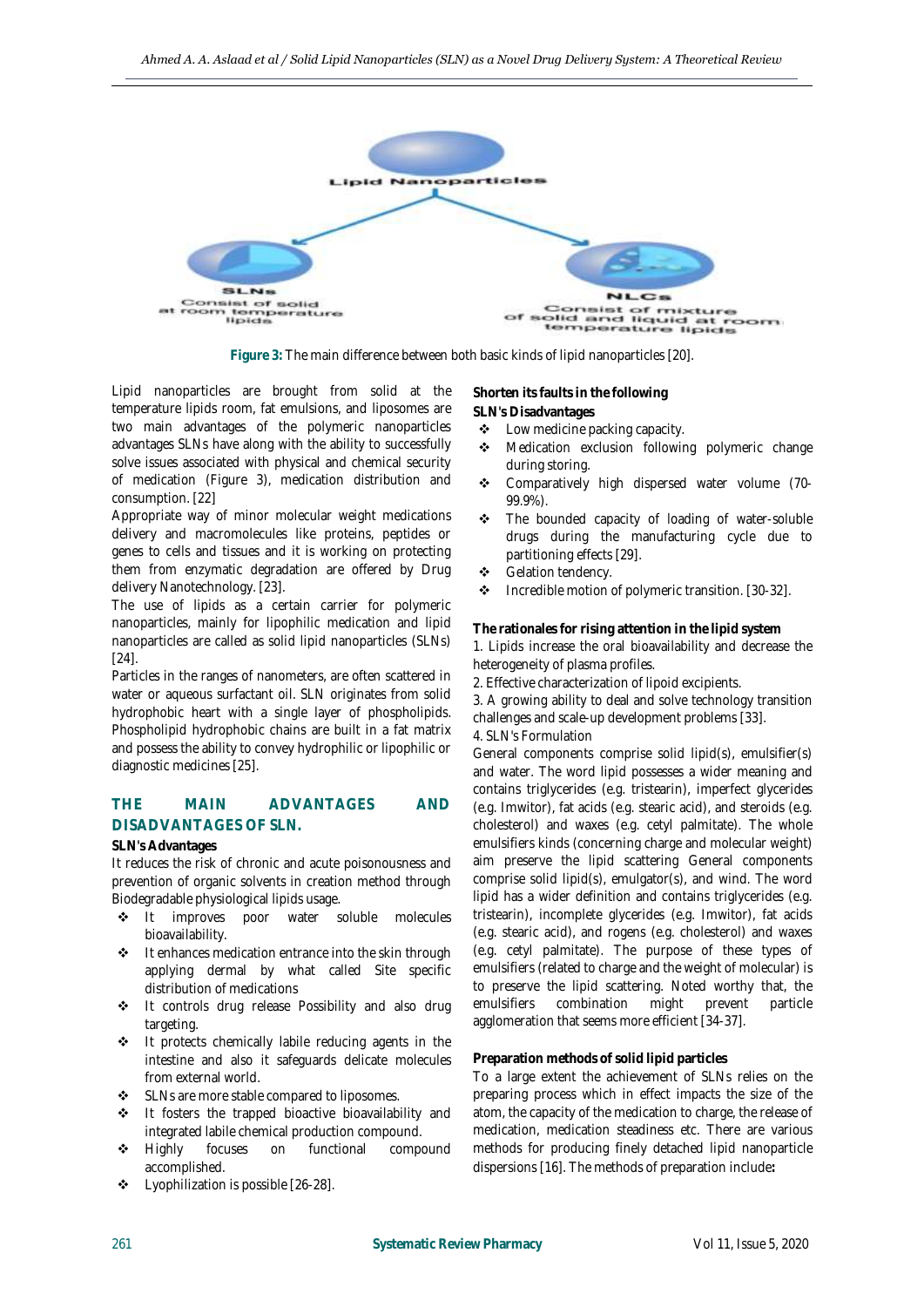Figure 3: The main difference between both basic kinds of lipid nanoparticles [20].

Lipid nanoparticles are brought from solid at the temperature lipids room, fat emulsions, and liposomes are two main advantages of the polymeric nanoparticles advantages SLNs have along with the ability to successfully solve issues associated with physical and chemical security of medication (Figure 3), medication distribution and consumption. [22]

Appropriate way of minor molecular weight medications delivery and macromolecules like proteins, peptides or genes to cells and tissues and it is working on protecting them from enzymatic degradation are offered by Drug delivery Nanotechnology. [23].

The use of lipids as a certain carrier for polymeric nanoparticles, mainly for lipophilic medication and lipid nanoparticles are called as solid lipid nanoparticles (SLNs) [24].

Particles in the ranges of nanometers, are often scattered in water or aqueous surfactant oil. SLN originates from solid hydrophobic heart with a single layer of phospholipids. Phospholipid hydrophobic chains are built in a fat matrix and possess the ability to convey hydrophilic or lipophilic or diagnostic medicines [25].

## THE MAIN ADVANTAGES AND DISADVANTAGES OF SLN.

**SLN's Advantages**

It reduces the risk of chronic and acute poisonousness and prevention of organic solvents in creation method through Biodegradable physiological lipids usage.

- It improves poor water soluble molecules bioavailability.
- It enhances medication entrance into the skin through applying dermal by what called Site specific distribution of medications
- It controls drug release Possibility and also drug targeting.
- It protects chemically labile reducing agents in the intestine and also it safeguards delicate molecules from external world.
- SLNs are more stable compared to liposomes.
- It fosters the trapped bioactive bioavailability and integrated labile chemical production compound.
- Highly focuses on functional compound accomplished.
- Lyophilization is possible [26-28].

**Shorten its faults in the following**

**SLN's Disadvantages**

- Low medicine packing capacity.
- Medication exclusion following polymeric change during storing.
- Comparatively high dispersed water volume (70-99.9%).
- The bounded capacity of loading of water-soluble drugs during the manufacturing cycle due to partitioning effects [29].
- Gelation tendency.
- Incredible motion of polymeric transition. [30-32].

**The rationales for rising attention in the lipid system**

1. Lipids increase the oral bioavailability and decrease the heterogeneity of plasma profiles.
2. Effective characterization of lipoid excipients.
3. A growing ability to deal and solve technology transition challenges and scale-up development problems [33].
4. SLN's Formulation

General components comprise solid lipid(s), emulsifier(s) and water. The word lipid possesses a wider meaning and contains triglycerides (e.g. tristearin), imperfect glycerides (e.g. Imwitor), fat acids (e.g. stearic acid), and steroids (e.g. cholesterol) and waxes (e.g. cetyl palmitate). The whole emulsifiers kinds (concerning charge and molecular weight) aim preserve the lipid scattering General components comprise solid lipid(s), emulgator(s), and wind. The word lipid has a wider definition and contains triglycerides (e.g. tristearin), incomplete glycerides (e.g. Imwitor), fat acids (e.g. stearic acid), and rogens (e.g. cholesterol) and waxes (e.g. cetyl palmitate). The purpose of these types of emulsifiers (related to charge and the weight of molecular) is to preserve the lipid scattering. Noted worthy that, the emulsifiers combination might prevent particle agglomeration that seems more efficient [34-37].

**Preparation methods of solid lipid particles**

To a large extent the achievement of SLNs relies on the preparing process which in effect impacts the size of the atom, the capacity of the medication to charge, the release of medication, medication steadiness etc. There are various methods for producing finely detached lipid nanoparticle dispersions [16]. The methods of preparation include**:**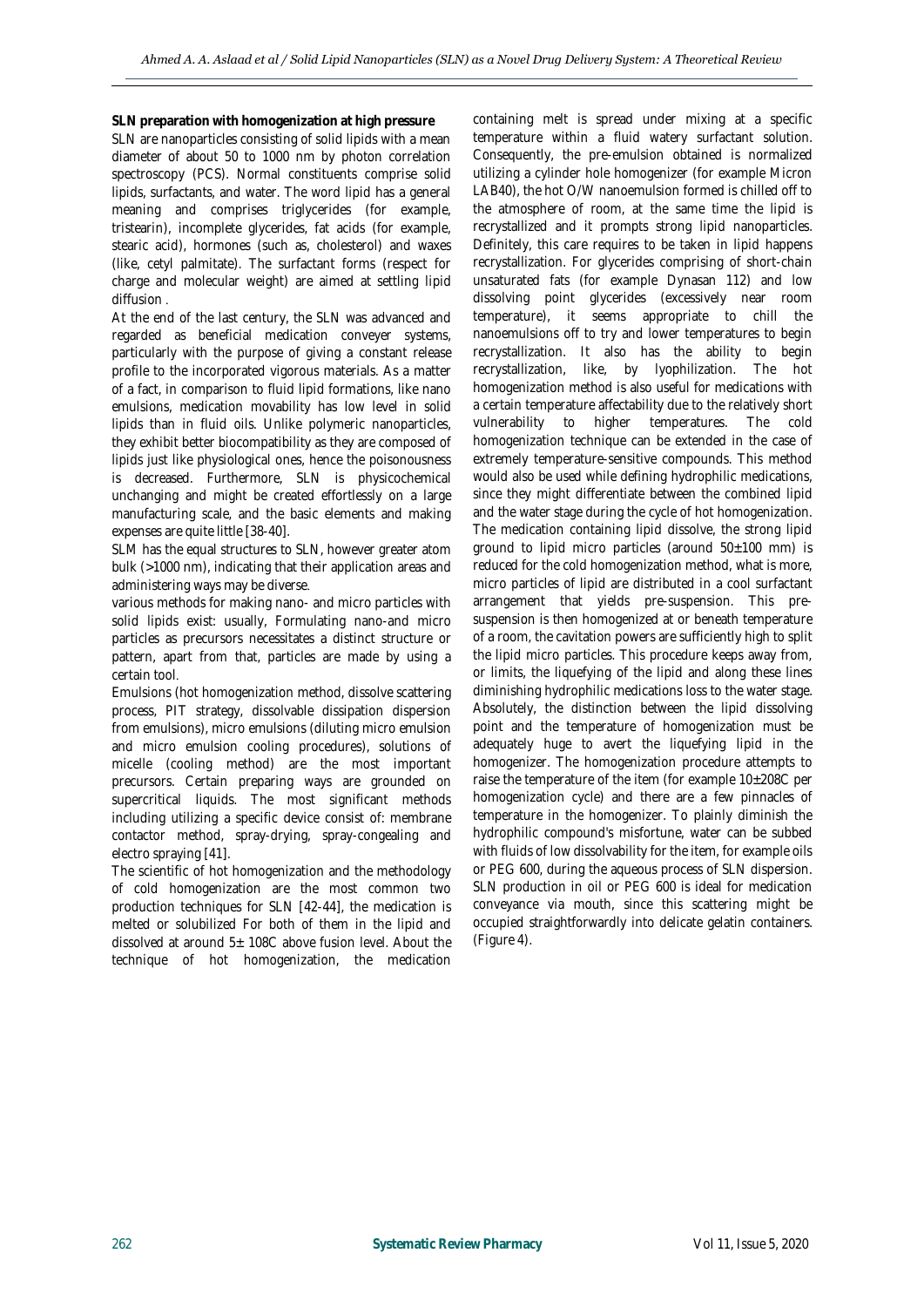**SLN preparation with homogenization at high pressure**

SLN are nanoparticles consisting of solid lipids with a mean diameter of about 50 to 1000 nm by photon correlation spectroscopy (PCS). Normal constituents comprise solid lipids, surfactants, and water. The word lipid has a general meaning and comprises triglycerides (for example, tristearin), incomplete glycerides, fat acids (for example, stearic acid), hormones (such as, cholesterol) and waxes (like, cetyl palmitate). The surfactant forms (respect for charge and molecular weight) are aimed at settling lipid diffusion .

At the end of the last century, the SLN was advanced and regarded as beneficial medication conveyer systems, particularly with the purpose of giving a constant release profile to the incorporated vigorous materials. As a matter of a fact, in comparison to fluid lipid formations, like nano emulsions, medication movability has low level in solid lipids than in fluid oils. Unlike polymeric nanoparticles, they exhibit better biocompatibility as they are composed of lipids just like physiological ones, hence the poisonousness is decreased. Furthermore, SLN is physicochemical unchanging and might be created effortlessly on a large manufacturing scale, and the basic elements and making expenses are quite little [38-40].

SLM has the equal structures to SLN, however greater atom bulk (>1000 nm), indicating that their application areas and administering ways may be diverse.

various methods for making nano- and micro particles with solid lipids exist: usually, Formulating nano-and micro particles as precursors necessitates a distinct structure or pattern, apart from that, particles are made by using a certain tool.

Emulsions (hot homogenization method, dissolve scattering process, PIT strategy, dissolvable dissipation dispersion from emulsions), micro emulsions (diluting micro emulsion and micro emulsion cooling procedures), solutions of micelle (cooling method) are the most important precursors. Certain preparing ways are grounded on supercritical liquids. The most significant methods including utilizing a specific device consist of: membrane contactor method, spray-drying, spray-congealing and electro spraying [41].

The scientific of hot homogenization and the methodology of cold homogenization are the most common two production techniques for SLN [42-44], the medication is melted or solubilized For both of them in the lipid and dissolved at around 5± 108C above fusion level. About the technique of hot homogenization, the medication containing melt is spread under mixing at a specific temperature within a fluid watery surfactant solution. Consequently, the pre-emulsion obtained is normalized utilizing a cylinder hole homogenizer (for example Micron LAB40), the hot O/W nanoemulsion formed is chilled off to the atmosphere of room, at the same time the lipid is recrystallized and it prompts strong lipid nanoparticles. Definitely, this care requires to be taken in lipid happens recrystallization. For glycerides comprising of short-chain unsaturated fats (for example Dynasan 112) and low dissolving point glycerides (excessively near room temperature), it seems appropriate to chill the nanoemulsions off to try and lower temperatures to begin recrystallization. It also has the ability to begin recrystallization, like, by lyophilization. The hot homogenization method is also useful for medications with a certain temperature affectability due to the relatively short vulnerability to higher temperatures. The cold homogenization technique can be extended in the case of extremely temperature-sensitive compounds. This method would also be used while defining hydrophilic medications, since they might differentiate between the combined lipid and the water stage during the cycle of hot homogenization. The medication containing lipid dissolve, the strong lipid ground to lipid micro particles (around 50±100 mm) is reduced for the cold homogenization method, what is more, micro particles of lipid are distributed in a cool surfactant arrangement that yields pre-suspension. This pre-suspension is then homogenized at or beneath temperature of a room, the cavitation powers are sufficiently high to split the lipid micro particles. This procedure keeps away from, or limits, the liquefying of the lipid and along these lines diminishing hydrophilic medications loss to the water stage. Absolutely, the distinction between the lipid dissolving point and the temperature of homogenization must be adequately huge to avert the liquefying lipid in the homogenizer. The homogenization procedure attempts to raise the temperature of the item (for example 10±208C per homogenization cycle) and there are a few pinnacles of temperature in the homogenizer. To plainly diminish the hydrophilic compound's misfortune, water can be subbed with fluids of low dissolvability for the item, for example oils or PEG 600, during the aqueous process of SLN dispersion. SLN production in oil or PEG 600 is ideal for medication conveyance via mouth, since this scattering might be occupied straightforwardly into delicate gelatin containers. (Figure 4).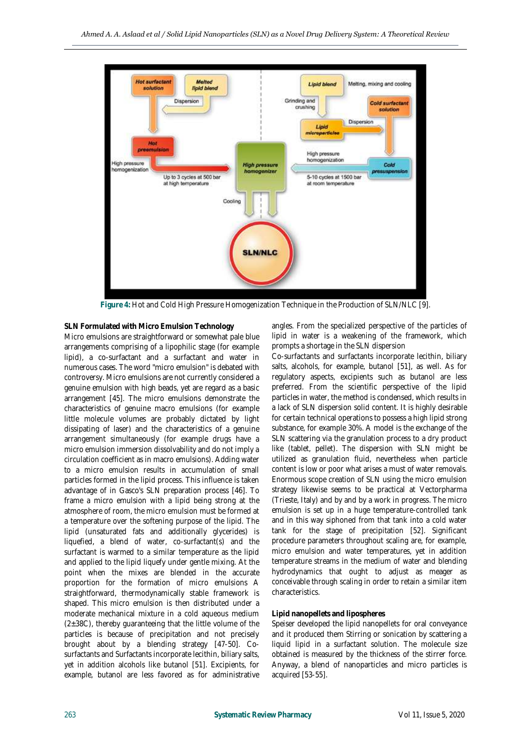Figure 4: Hot and Cold High Pressure Homogenization Technique in the Production of SLN/NLC [9].

**SLN Formulated with Micro Emulsion Technology**

Micro emulsions are straightforward or somewhat pale blue arrangements comprising of a lipophilic stage (for example lipid), a co-surfactant and a surfactant and water in numerous cases. The word "micro emulsion" is debated with controversy. Micro emulsions are not currently considered a genuine emulsion with high beads, yet are regard as a basic arrangement [45]. The micro emulsions demonstrate the characteristics of genuine macro emulsions (for example little molecule volumes are probably dictated by light dissipating of laser) and the characteristics of a genuine arrangement simultaneously (for example drugs have a micro emulsion immersion dissolvability and do not imply a circulation coefficient as in macro emulsions). Adding water to a micro emulsion results in accumulation of small particles formed in the lipid process. This influence is taken advantage of in Gasco's SLN preparation process [46]. To frame a micro emulsion with a lipid being strong at the atmosphere of room, the micro emulsion must be formed at a temperature over the softening purpose of the lipid. The lipid (unsaturated fats and additionally glycerides) is liquefied, a blend of water, co-surfactant(s) and the surfactant is warmed to a similar temperature as the lipid and applied to the lipid liquefy under gentle mixing. At the point when the mixes are blended in the accurate proportion for the formation of micro emulsions A straightforward, thermodynamically stable framework is shaped. This micro emulsion is then distributed under a moderate mechanical mixture in a cold aqueous medium (2±38C), thereby guaranteeing that the little volume of the particles is because of precipitation and not precisely brought about by a blending strategy [47-50]. Co-surfactants and Surfactants incorporate lecithin, biliary salts, yet in addition alcohols like butanol [51]. Excipients, for example, butanol are less favored as for administrative angles. From the specialized perspective of the particles of lipid in water is a weakening of the framework, which prompts a shortage in the SLN dispersion

Co-surfactants and surfactants incorporate lecithin, biliary salts, alcohols, for example, butanol [51], as well. As for regulatory aspects, excipients such as butanol are less preferred. From the scientific perspective of the lipid particles in water, the method is condensed, which results in a lack of SLN dispersion solid content. It is highly desirable for certain technical operations to possess a high lipid strong substance, for example 30%. A model is the exchange of the SLN scattering via the granulation process to a dry product like (tablet, pellet). The dispersion with SLN might be utilized as granulation fluid, nevertheless when particle content is low or poor what arises a must of water removals. Enormous scope creation of SLN using the micro emulsion strategy likewise seems to be practical at Vectorpharma (Trieste, Italy) and by and by a work in progress. The micro emulsion is set up in a huge temperature-controlled tank and in this way siphoned from that tank into a cold water tank for the stage of precipitation [52]. Significant procedure parameters throughout scaling are, for example, micro emulsion and water temperatures, yet in addition temperature streams in the medium of water and blending hydrodynamics that ought to adjust as meager as conceivable through scaling in order to retain a similar item characteristics.

**Lipid nanopellets and lipospheres**

Speiser developed the lipid nanopellets for oral conveyance and it produced them Stirring or sonication by scattering a liquid lipid in a surfactant solution. The molecule size obtained is measured by the thickness of the stirrer force. Anyway, a blend of nanoparticles and micro particles is acquired [53-55].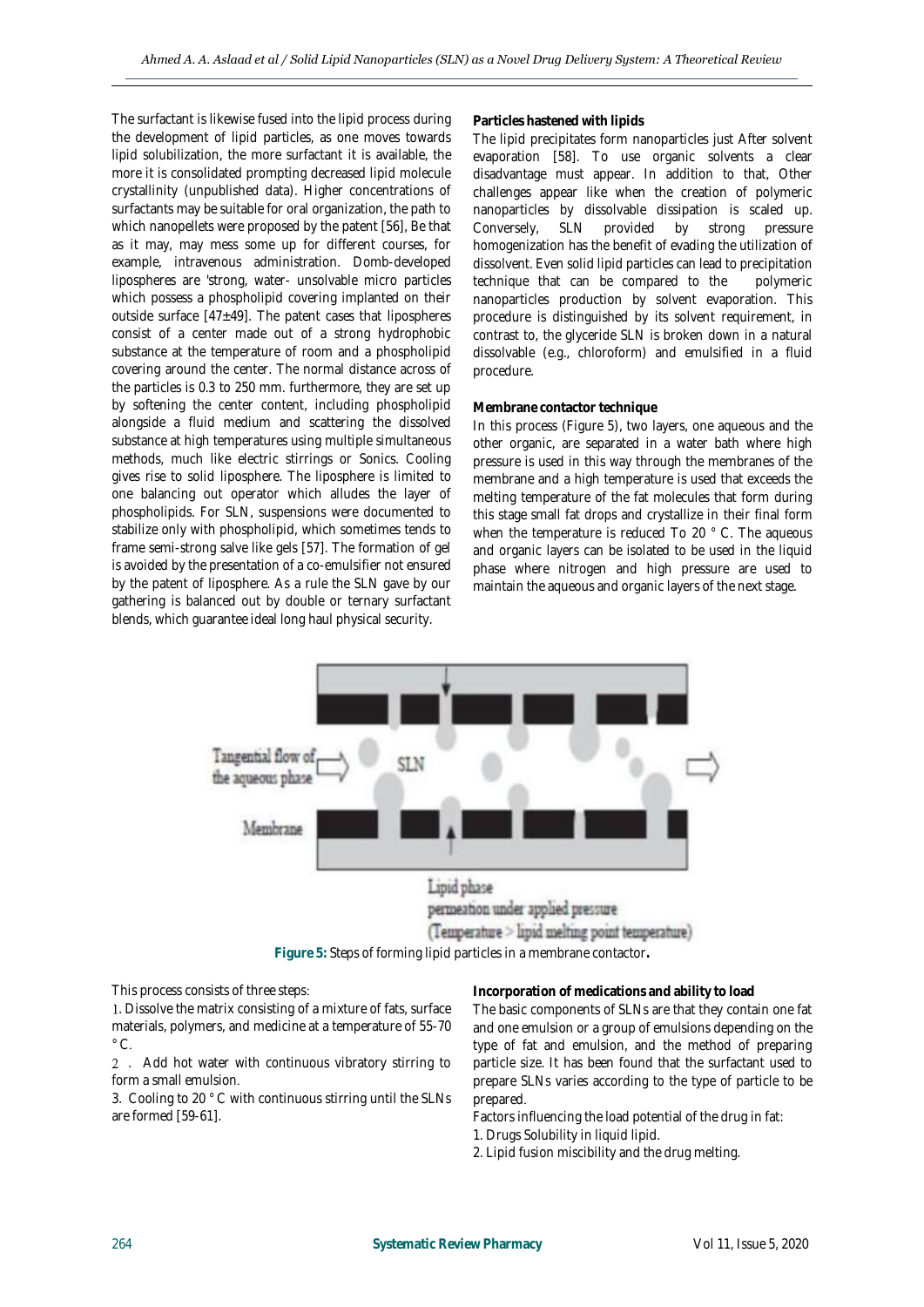The surfactant is likewise fused into the lipid process during the development of lipid particles, as one moves towards lipid solubilization, the more surfactant it is available, the more it is consolidated prompting decreased lipid molecule crystallinity (unpublished data). Higher concentrations of surfactants may be suitable for oral organization, the path to which nanopellets were proposed by the patent [56], Be that as it may, may mess some up for different courses, for example, intravenous administration. Domb-developed lipospheres are 'strong, water- unsolvable micro particles which possess a phospholipid covering implanted on their outside surface [47±49]. The patent cases that lipospheres consist of a center made out of a strong hydrophobic substance at the temperature of room and a phospholipid covering around the center. The normal distance across of the particles is 0.3 to 250 mm. furthermore, they are set up by softening the center content, including phospholipid alongside a fluid medium and scattering the dissolved substance at high temperatures using multiple simultaneous methods, much like electric stirrings or Sonics. Cooling gives rise to solid liposphere. The liposphere is limited to one balancing out operator which alludes the layer of phospholipids. For SLN, suspensions were documented to stabilize only with phospholipid, which sometimes tends to frame semi-strong salve like gels [57]. The formation of gel is avoided by the presentation of a co-emulsifier not ensured by the patent of liposphere. As a rule the SLN gave by our gathering is balanced out by double or ternary surfactant blends, which guarantee ideal long haul physical security.

**Particles hastened with lipids**

The lipid precipitates form nanoparticles just After solvent evaporation [58]. To use organic solvents a clear disadvantage must appear. In addition to that, Other challenges appear like when the creation of polymeric nanoparticles by dissolvable dissipation is scaled up. Conversely, SLN provided by strong pressure homogenization has the benefit of evading the utilization of dissolvent. Even solid lipid particles can lead to precipitation technique that can be compared to the polymeric nanoparticles production by solvent evaporation. This procedure is distinguished by its solvent requirement, in contrast to, the glyceride SLN is broken down in a natural dissolvable (e.g., chloroform) and emulsified in a fluid procedure.

**Membrane contactor technique**

In this process (Figure 5), two layers, one aqueous and the other organic, are separated in a water bath where high pressure is used in this way through the membranes of the membrane and a high temperature is used that exceeds the melting temperature of the fat molecules that form during this stage small fat drops and crystallize in their final form when the temperature is reduced To 20 ° C. The aqueous and organic layers can be isolated to be used in the liquid phase where nitrogen and high pressure are used to maintain the aqueous and organic layers of the next stage.

**Figure 5:** Steps of forming lipid particles in a membrane contactor**.**

This process consists of three steps:

1. Dissolve the matrix consisting of a mixture of fats, surface materials, polymers, and medicine at a temperature of 55-70 ° C.
2. Add hot water with continuous vibratory stirring to form a small emulsion.
3. Cooling to 20 ° C with continuous stirring until the SLNs are formed [59-61].

**Incorporation of medications and ability to load**

The basic components of SLNs are that they contain one fat and one emulsion or a group of emulsions depending on the type of fat and emulsion, and the method of preparing particle size. It has been found that the surfactant used to prepare SLNs varies according to the type of particle to be prepared.

Factors influencing the load potential of the drug in fat:

1. Drugs Solubility in liquid lipid.
2. Lipid fusion miscibility and the drug melting.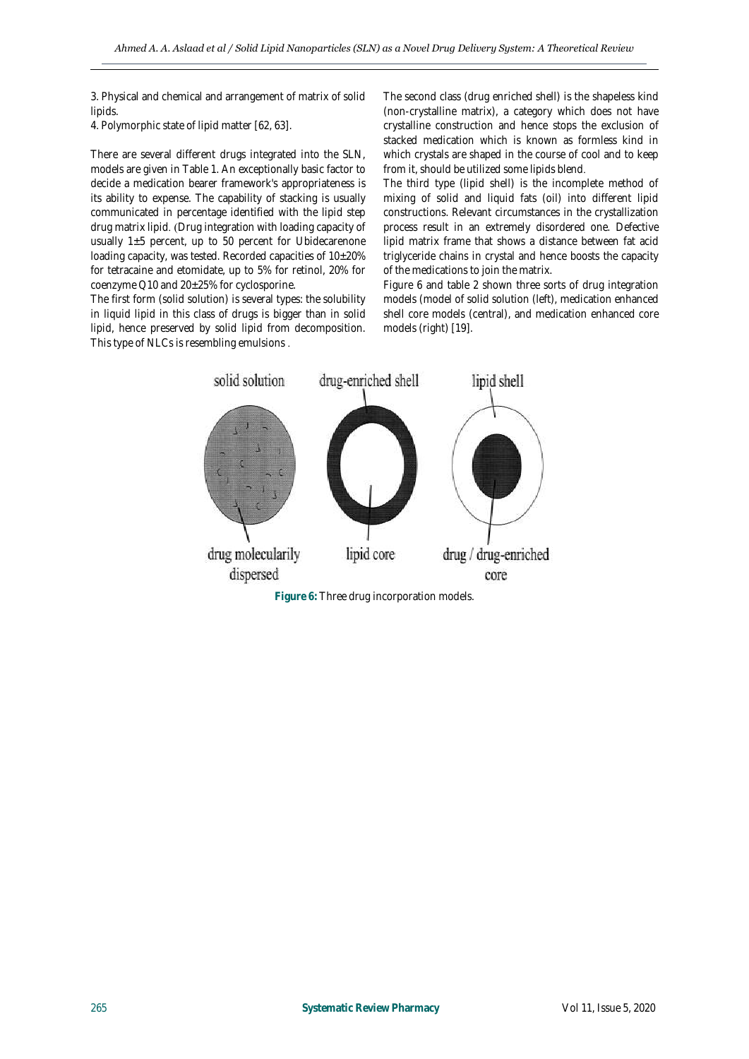3. Physical and chemical and arrangement of matrix of solid lipids.

4. Polymorphic state of lipid matter [62, 63].

There are several different drugs integrated into the SLN, models are given in Table 1. An exceptionally basic factor to decide a medication bearer framework's appropriateness is its ability to expense. The capability of stacking is usually communicated in percentage identified with the lipid step drug matrix lipid. (Drug integration with loading capacity of usually 1±5 percent, up to 50 percent for Ubidecarenone loading capacity, was tested. Recorded capacities of 10±20% for tetracaine and etomidate, up to 5% for retinol, 20% for coenzyme Q10 and 20±25% for cyclosporine.

The first form (solid solution) is several types: the solubility in liquid lipid in this class of drugs is bigger than in solid lipid, hence preserved by solid lipid from decomposition. This type of NLCs is resembling emulsions .

The second class (drug enriched shell) is the shapeless kind (non-crystalline matrix), a category which does not have crystalline construction and hence stops the exclusion of stacked medication which is known as formless kind in which crystals are shaped in the course of cool and to keep from it, should be utilized some lipids blend.

The third type (lipid shell) is the incomplete method of mixing of solid and liquid fats (oil) into different lipid constructions. Relevant circumstances in the crystallization process result in an extremely disordered one. Defective lipid matrix frame that shows a distance between fat acid triglyceride chains in crystal and hence boosts the capacity of the medications to join the matrix.

Figure 6 and table 2 shown three sorts of drug integration models (model of solid solution (left), medication enhanced shell core models (central), and medication enhanced core models (right) [19].

solid solution | drug-enriched shell | lipid shell

drug molecularily dispersed | lipid core | drug / drug-enriched core

**Figure 6:** Three drug incorporation models.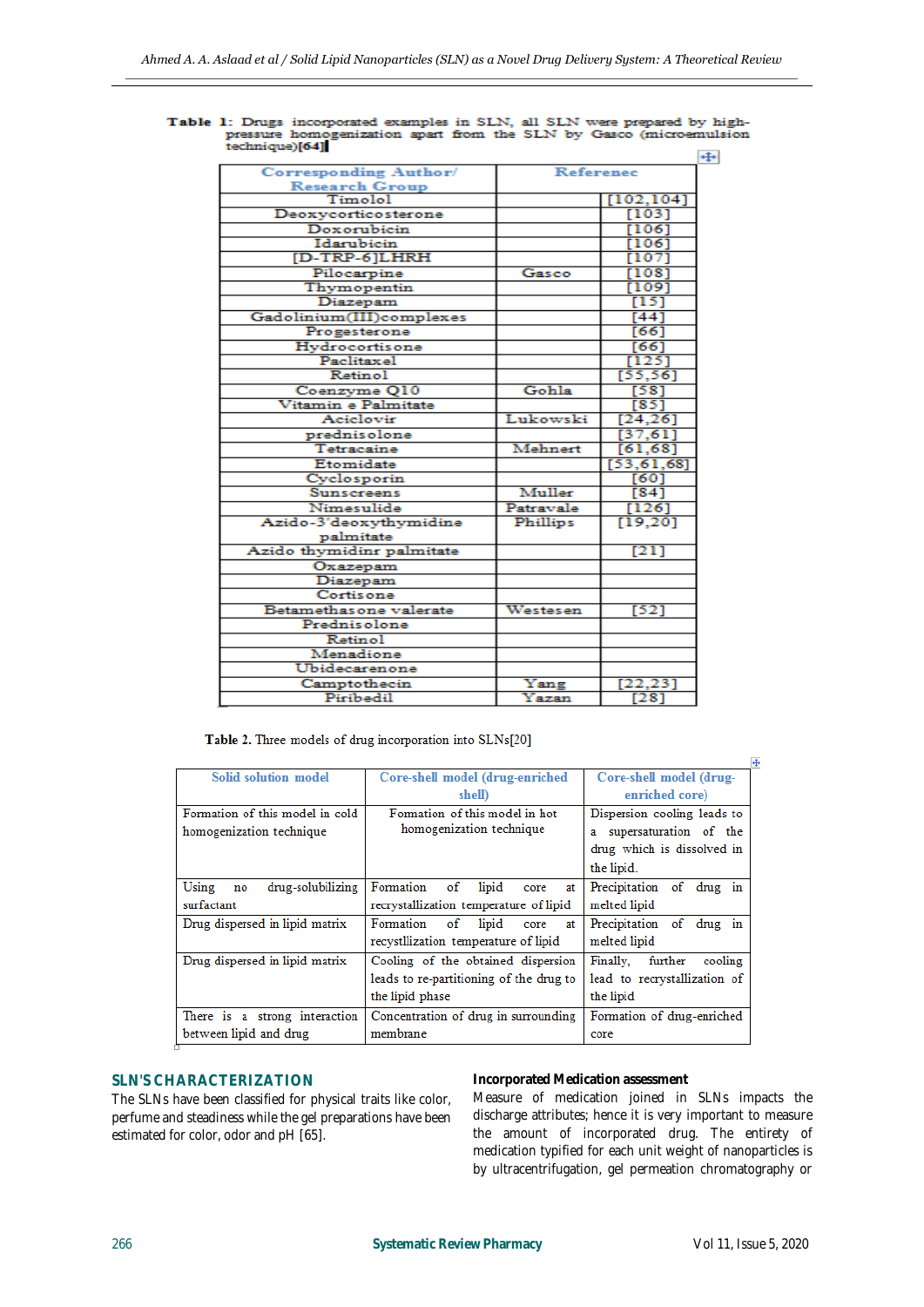**Table 1**: Drugs incorporated examples in SLN, all SLN were prepared by high-pressure homogenization apart from the SLN by Gasco (microemulsion technique)[64]

| | Corresponding Author/ Research Group | Referenec |
|---|---|---|
| Timolol | | [102,104] |
| Deoxycorticosterone | | [103] |
| Doxorubicin | | [106] |
| Idarubicin | | [106] |
| [D-TRP-6]LHRH | | [107] |
| Pilocarpine | Gasco | [108] |
| Thymopentin | | [109] |
| Diazepam | | [15] |
| Gadolinium(III)complexes | | [44] |
| Progesterone | | [66] |
| Hydrocortisone | | [66] |
| Paclitaxel | | [125] |
| Retinol | | [55,56] |
| Coenzyme Q10 | Gohla | [58] |
| Vitamin e Palmitate | | [85] |
| Aciclovir | Lukowski | [24,26] |
| prednisolone | | [37,61] |
| Tetracaine | Mehnert | [61,68] |
| Etomidate | | [53,61,68] |
| Cyclosporin | | [60] |
| Sunscreens | Muller | [84] |
| Nimesulide | Patravale | [126] |
| Azido-3'deoxythymidine palmitate | Phillips | [19,20] |
| Azido thymidinr palmitate | | [21] |
| Oxazepam | | |
| Diazepam | | |
| Cortisone | | |
| Betamethasone valerate | Westesen | [52] |
| Prednisolone | | |
| Retinol | | |
| Menadione | | |
| Ubidecarenone | | |
| Camptothecin | Yang | [22,23] |
| Piribedil | Yazan | [28] |

**Table 2.** Three models of drug incorporation into SLNs[20]

| Solid solution model | Core-shell model (drug-enriched shell) | Core-shell model (drug-enriched core) |
|---|---|---|
| Formation of this model in cold homogenization technique | Formation of this model in hot homogenization technique | Dispersion cooling leads to a supersaturation of the drug which is dissolved in the lipid. |
| Using no drug-solubilizing surfactant | Formation of lipid core at recrystallization temperature of lipid | Precipitation of drug in melted lipid |
| Drug dispersed in lipid matrix | Formation of lipid core at recystllization temperature of lipid | Precipitation of drug in melted lipid |
| Drug dispersed in lipid matrix | Cooling of the obtained dispersion leads to re-partitioning of the drug to the lipid phase | Finally, further cooling lead to recrystallization of the lipid |
| There is a strong interaction between lipid and drug | Concentration of drug in surrounding membrane | Formation of drug-enriched core |

## SLN'S CHARACTERIZATION

The SLNs have been classified for physical traits like color, perfume and steadiness while the gel preparations have been estimated for color, odor and pH [65].

### Incorporated Medication assessment

Measure of medication joined in SLNs impacts the discharge attributes; hence it is very important to measure the amount of incorporated drug. The entirety of medication typified for each unit weight of nanoparticles is by ultracentrifugation, gel permeation chromatography or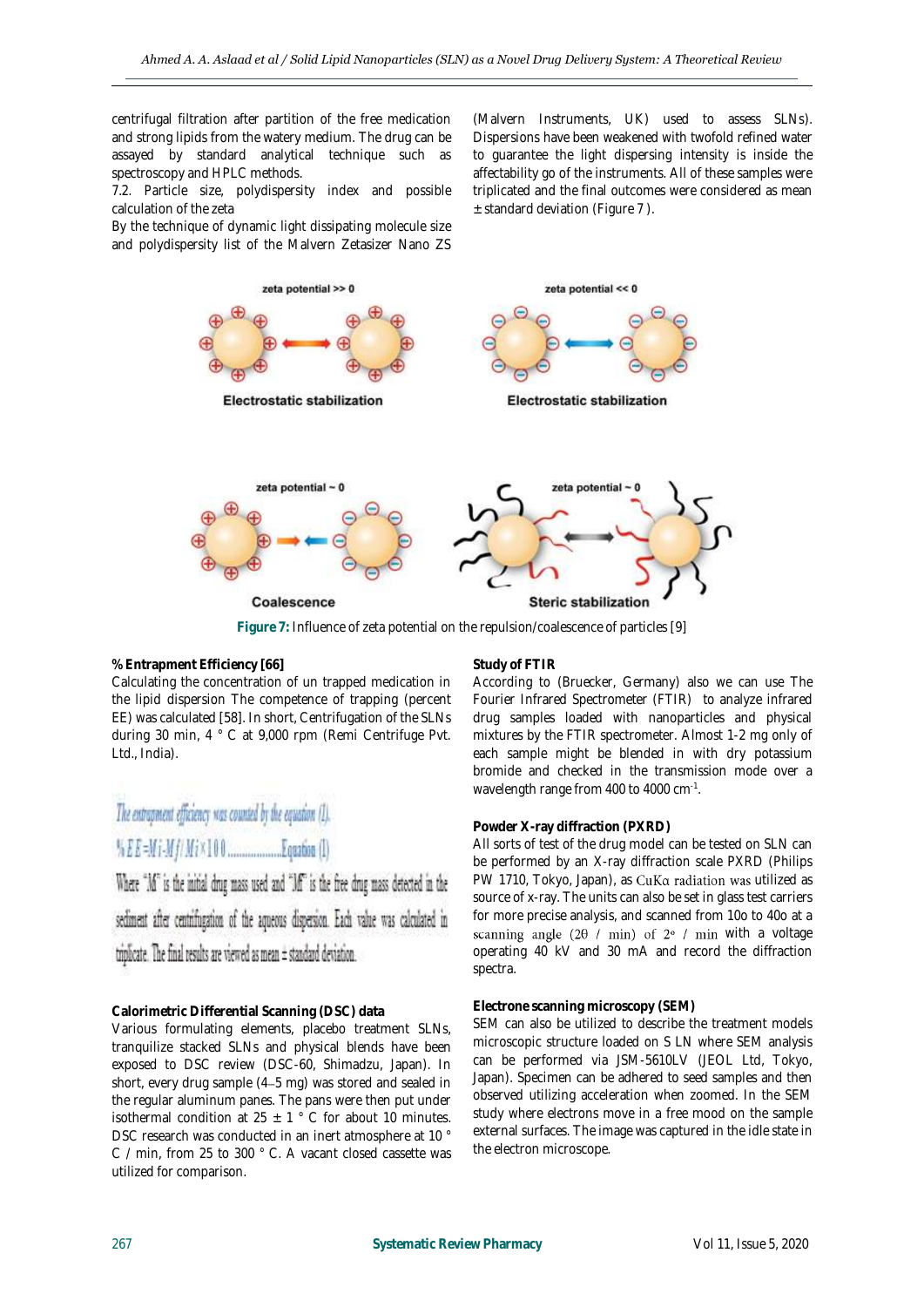centrifugal filtration after partition of the free medication and strong lipids from the watery medium. The drug can be assayed by standard analytical technique such as spectroscopy and HPLC methods.

7.2. Particle size, polydispersity index and possible calculation of the zeta

By the technique of dynamic light dissipating molecule size and polydispersity list of the Malvern Zetasizer Nano ZS (Malvern Instruments, UK) used to assess SLNs). Dispersions have been weakened with twofold refined water to guarantee the light dispersing intensity is inside the affectability go of the instruments. All of these samples were triplicated and the final outcomes were considered as mean ± standard deviation (Figure 7 ).

**Figure 7:** Influence of zeta potential on the repulsion/coalescence of particles [9]

**% Entrapment Efficiency [66]**

Calculating the concentration of un trapped medication in the lipid dispersion The competence of trapping (percent EE) was calculated [58]. In short, Centrifugation of the SLNs during 30 min, 4 ° C at 9,000 rpm (Remi Centrifuge Pvt. Ltd., India).

The entrapment efficiency was counted by the equation (1).

$$\%EE = Mi - Mf / Mi \times 100 \quad \text{Equation (1)}$$

Where "Mi" is the initial drug mass used and "Mf" is the free drug mass detected in the sediment after centrifugation of the aqueous dispersion. Each value was calculated in triplicate. The final results are viewed as mean ± standard deviation.

**Calorimetric Differential Scanning (DSC) data**

Various formulating elements, placebo treatment SLNs, tranquilize stacked SLNs and physical blends have been exposed to DSC review (DSC-60, Shimadzu, Japan). In short, every drug sample (4–5 mg) was stored and sealed in the regular aluminum panes. The pans were then put under isothermal condition at 25 ± 1 ° C for about 10 minutes. DSC research was conducted in an inert atmosphere at 10 ° C / min, from 25 to 300 ° C. A vacant closed cassette was utilized for comparison.

**Study of FTIR**

According to (Bruecker, Germany) also we can use The Fourier Infrared Spectrometer (FTIR) to analyze infrared drug samples loaded with nanoparticles and physical mixtures by the FTIR spectrometer. Almost 1-2 mg only of each sample might be blended in with dry potassium bromide and checked in the transmission mode over a wavelength range from 400 to 4000 $cm^{-1}$.

**Powder X-ray diffraction (PXRD)**

All sorts of test of the drug model can be tested on SLN can be performed by an X-ray diffraction scale PXRD (Philips PW 1710, Tokyo, Japan), as CuKα radiation was utilized as source of x-ray. The units can also be set in glass test carriers for more precise analysis, and scanned from 10o to 40o at a scanning angle (2θ / min) of 2° / min with a voltage operating 40 kV and 30 mA and record the diffraction spectra.

**Electrone scanning microscopy (SEM)**

SEM can also be utilized to describe the treatment models microscopic structure loaded on S LN where SEM analysis can be performed via JSM-5610LV (JEOL Ltd, Tokyo, Japan). Specimen can be adhered to seed samples and then observed utilizing acceleration when zoomed. In the SEM study where electrons move in a free mood on the sample external surfaces. The image was captured in the idle state in the electron microscope.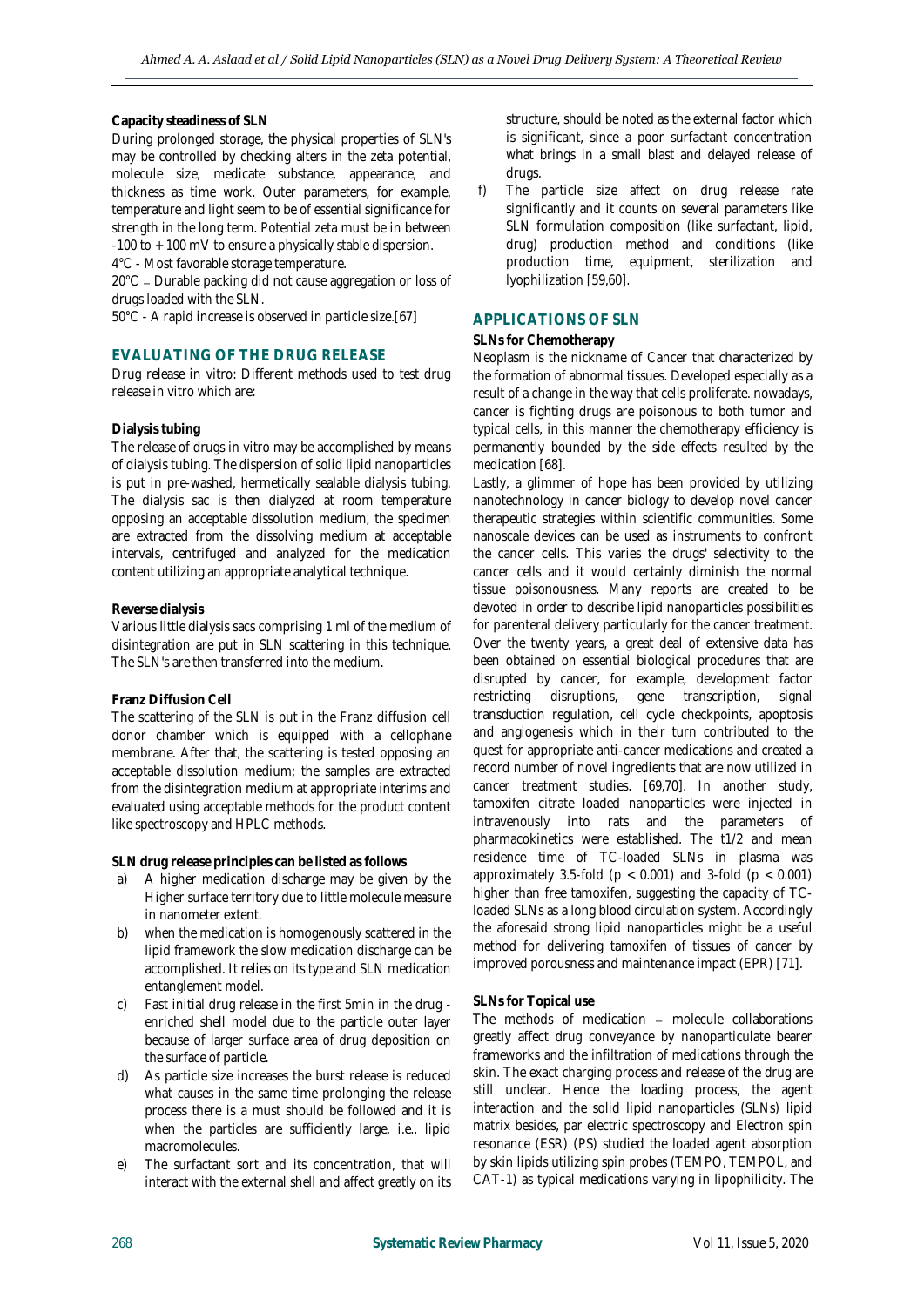**Capacity steadiness of SLN**

During prolonged storage, the physical properties of SLN's may be controlled by checking alters in the zeta potential, molecule size, medicate substance, appearance, and thickness as time work. Outer parameters, for example, temperature and light seem to be of essential significance for strength in the long term. Potential zeta must be in between -100 to + 100 mV to ensure a physically stable dispersion.

4°C - Most favorable storage temperature.

20°C – Durable packing did not cause aggregation or loss of drugs loaded with the SLN.

50°C - A rapid increase is observed in particle size.[67]

## EVALUATING OF THE DRUG RELEASE

Drug release in vitro: Different methods used to test drug release in vitro which are:

**Dialysis tubing**

The release of drugs in vitro may be accomplished by means of dialysis tubing. The dispersion of solid lipid nanoparticles is put in pre-washed, hermetically sealable dialysis tubing. The dialysis sac is then dialyzed at room temperature opposing an acceptable dissolution medium, the specimen are extracted from the dissolving medium at acceptable intervals, centrifuged and analyzed for the medication content utilizing an appropriate analytical technique.

**Reverse dialysis**

Various little dialysis sacs comprising 1 ml of the medium of disintegration are put in SLN scattering in this technique. The SLN's are then transferred into the medium.

**Franz Diffusion Cell**

The scattering of the SLN is put in the Franz diffusion cell donor chamber which is equipped with a cellophane membrane. After that, the scattering is tested opposing an acceptable dissolution medium; the samples are extracted from the disintegration medium at appropriate interims and evaluated using acceptable methods for the product content like spectroscopy and HPLC methods.

**SLN drug release principles can be listed as follows**

a) A higher medication discharge may be given by the Higher surface territory due to little molecule measure in nanometer extent.
b) when the medication is homogenously scattered in the lipid framework the slow medication discharge can be accomplished. It relies on its type and SLN medication entanglement model.
c) Fast initial drug release in the first 5min in the drug - enriched shell model due to the particle outer layer because of larger surface area of drug deposition on the surface of particle.
d) As particle size increases the burst release is reduced what causes in the same time prolonging the release process there is a must should be followed and it is when the particles are sufficiently large, i.e., lipid macromolecules.
e) The surfactant sort and its concentration, that will interact with the external shell and affect greatly on its structure, should be noted as the external factor which is significant, since a poor surfactant concentration what brings in a small blast and delayed release of drugs.
f) The particle size affect on drug release rate significantly and it counts on several parameters like SLN formulation composition (like surfactant, lipid, drug) production method and conditions (like production time, equipment, sterilization and lyophilization [59,60].

## APPLICATIONS OF SLN

**SLNs for Chemotherapy**

Neoplasm is the nickname of Cancer that characterized by the formation of abnormal tissues. Developed especially as a result of a change in the way that cells proliferate. nowadays, cancer is fighting drugs are poisonous to both tumor and typical cells, in this manner the chemotherapy efficiency is permanently bounded by the side effects resulted by the medication [68].

Lastly, a glimmer of hope has been provided by utilizing nanotechnology in cancer biology to develop novel cancer therapeutic strategies within scientific communities. Some nanoscale devices can be used as instruments to confront the cancer cells. This varies the drugs' selectivity to the cancer cells and it would certainly diminish the normal tissue poisonousness. Many reports are created to be devoted in order to describe lipid nanoparticles possibilities for parenteral delivery particularly for the cancer treatment. Over the twenty years, a great deal of extensive data has been obtained on essential biological procedures that are disrupted by cancer, for example, development factor restricting disruptions, gene transcription, signal transduction regulation, cell cycle checkpoints, apoptosis and angiogenesis which in their turn contributed to the quest for appropriate anti-cancer medications and created a record number of novel ingredients that are now utilized in cancer treatment studies. [69,70]. In another study, tamoxifen citrate loaded nanoparticles were injected in intravenously into rats and the parameters of pharmacokinetics were established. The t1/2 and mean residence time of TC-loaded SLNs in plasma was approximately 3.5-fold ($p < 0.001$) and 3-fold ($p < 0.001$) higher than free tamoxifen, suggesting the capacity of TC-loaded SLNs as a long blood circulation system. Accordingly the aforesaid strong lipid nanoparticles might be a useful method for delivering tamoxifen of tissues of cancer by improved porousness and maintenance impact (EPR) [71].

**SLNs for Topical use**

The methods of medication – molecule collaborations greatly affect drug conveyance by nanoparticulate bearer frameworks and the infiltration of medications through the skin. The exact charging process and release of the drug are still unclear. Hence the loading process, the agent interaction and the solid lipid nanoparticles (SLNs) lipid matrix besides, par electric spectroscopy and Electron spin resonance (ESR) (PS) studied the loaded agent absorption by skin lipids utilizing spin probes (TEMPO, TEMPOL, and CAT-1) as typical medications varying in lipophilicity. The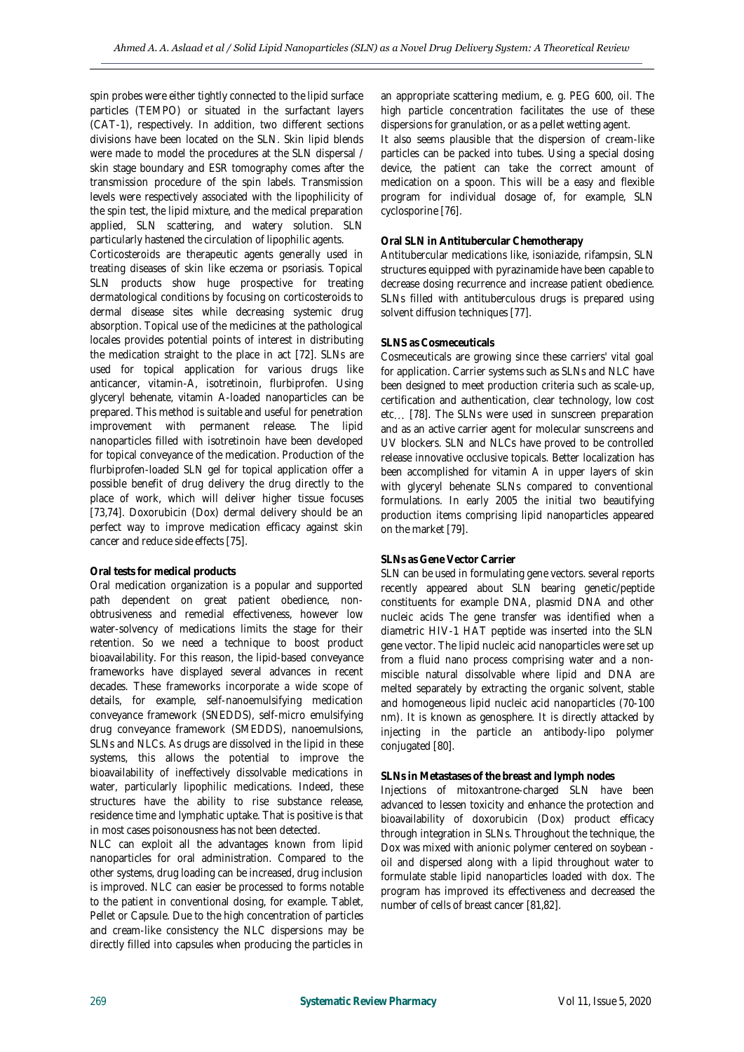spin probes were either tightly connected to the lipid surface particles (TEMPO) or situated in the surfactant layers (CAT-1), respectively. In addition, two different sections divisions have been located on the SLN. Skin lipid blends were made to model the procedures at the SLN dispersal / skin stage boundary and ESR tomography comes after the transmission procedure of the spin labels. Transmission levels were respectively associated with the lipophilicity of the spin test, the lipid mixture, and the medical preparation applied, SLN scattering, and watery solution. SLN particularly hastened the circulation of lipophilic agents.

Corticosteroids are therapeutic agents generally used in treating diseases of skin like eczema or psoriasis. Topical SLN products show huge prospective for treating dermatological conditions by focusing on corticosteroids to dermal disease sites while decreasing systemic drug absorption. Topical use of the medicines at the pathological locales provides potential points of interest in distributing the medication straight to the place in act [72]. SLNs are used for topical application for various drugs like anticancer, vitamin-A, isotretinoin, flurbiprofen. Using glyceryl behenate, vitamin A-loaded nanoparticles can be prepared. This method is suitable and useful for penetration improvement with permanent release. The lipid nanoparticles filled with isotretinoin have been developed for topical conveyance of the medication. Production of the flurbiprofen-loaded SLN gel for topical application offer a possible benefit of drug delivery the drug directly to the place of work, which will deliver higher tissue focuses [73,74]. Doxorubicin (Dox) dermal delivery should be an perfect way to improve medication efficacy against skin cancer and reduce side effects [75].

**Oral tests for medical products**

Oral medication organization is a popular and supported path dependent on great patient obedience, non-obtrusiveness and remedial effectiveness, however low water-solvency of medications limits the stage for their retention. So we need a technique to boost product bioavailability. For this reason, the lipid-based conveyance frameworks have displayed several advances in recent decades. These frameworks incorporate a wide scope of details, for example, self-nanoemulsifying medication conveyance framework (SNEDDS), self-micro emulsifying drug conveyance framework (SMEDDS), nanoemulsions, SLNs and NLCs. As drugs are dissolved in the lipid in these systems, this allows the potential to improve the bioavailability of ineffectively dissolvable medications in water, particularly lipophilic medications. Indeed, these structures have the ability to rise substance release, residence time and lymphatic uptake. That is positive is that in most cases poisonousness has not been detected.

NLC can exploit all the advantages known from lipid nanoparticles for oral administration. Compared to the other systems, drug loading can be increased, drug inclusion is improved. NLC can easier be processed to forms notable to the patient in conventional dosing, for example. Tablet, Pellet or Capsule. Due to the high concentration of particles and cream-like consistency the NLC dispersions may be directly filled into capsules when producing the particles in an appropriate scattering medium, e. g. PEG 600, oil. The high particle concentration facilitates the use of these dispersions for granulation, or as a pellet wetting agent.

It also seems plausible that the dispersion of cream-like particles can be packed into tubes. Using a special dosing device, the patient can take the correct amount of medication on a spoon. This will be a easy and flexible program for individual dosage of, for example, SLN cyclosporine [76].

**Oral SLN in Antitubercular Chemotherapy**

Antitubercular medications like, isoniazide, rifampsin, SLN structures equipped with pyrazinamide have been capable to decrease dosing recurrence and increase patient obedience. SLNs filled with antituberculous drugs is prepared using solvent diffusion techniques [77].

**SLNS as Cosmeceuticals**

Cosmeceuticals are growing since these carriers' vital goal for application. Carrier systems such as SLNs and NLC have been designed to meet production criteria such as scale-up, certification and authentication, clear technology, low cost etc… [78]. The SLNs were used in sunscreen preparation and as an active carrier agent for molecular sunscreens and UV blockers. SLN and NLCs have proved to be controlled release innovative occlusive topicals. Better localization has been accomplished for vitamin A in upper layers of skin with glyceryl behenate SLNs compared to conventional formulations. In early 2005 the initial two beautifying production items comprising lipid nanoparticles appeared on the market [79].

**SLNs as Gene Vector Carrier**

SLN can be used in formulating gene vectors. several reports recently appeared about SLN bearing genetic/peptide constituents for example DNA, plasmid DNA and other nucleic acids The gene transfer was identified when a diametric HIV-1 HAT peptide was inserted into the SLN gene vector. The lipid nucleic acid nanoparticles were set up from a fluid nano process comprising water and a non-miscible natural dissolvable where lipid and DNA are melted separately by extracting the organic solvent, stable and homogeneous lipid nucleic acid nanoparticles (70-100 nm). It is known as genosphere. It is directly attacked by injecting in the particle an antibody-lipo polymer conjugated [80].

**SLNs in Metastases of the breast and lymph nodes**

Injections of mitoxantrone-charged SLN have been advanced to lessen toxicity and enhance the protection and bioavailability of doxorubicin (Dox) product efficacy through integration in SLNs. Throughout the technique, the Dox was mixed with anionic polymer centered on soybean - oil and dispersed along with a lipid throughout water to formulate stable lipid nanoparticles loaded with dox. The program has improved its effectiveness and decreased the number of cells of breast cancer [81,82].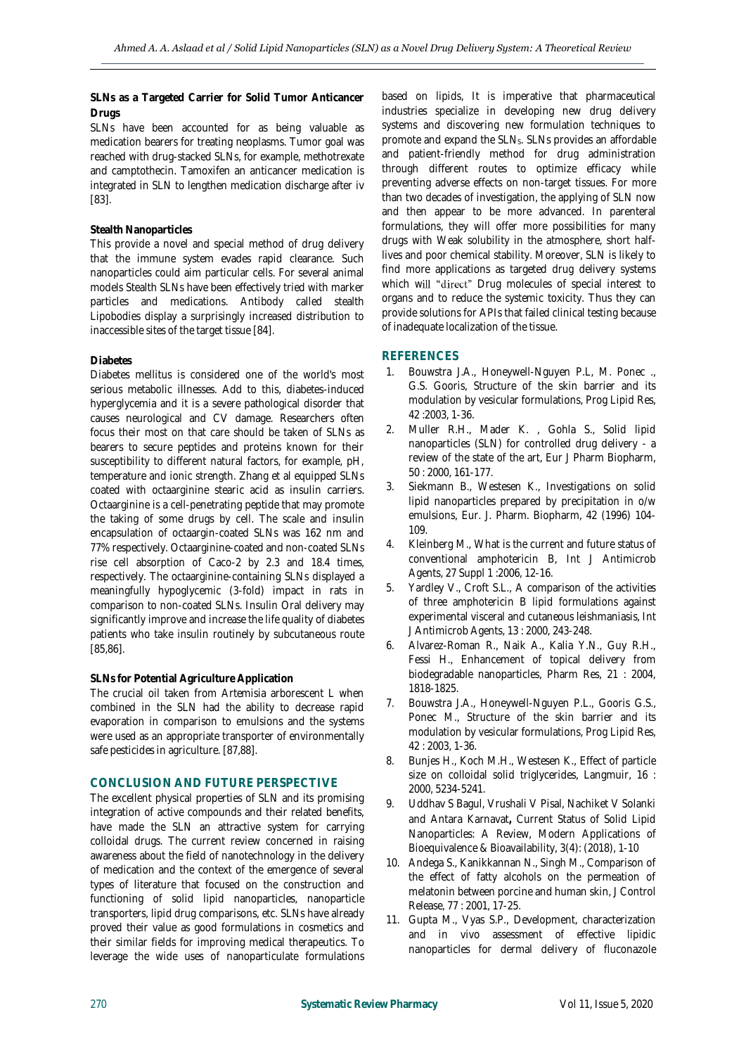**SLNs as a Targeted Carrier for Solid Tumor Anticancer Drugs**

SLNs have been accounted for as being valuable as medication bearers for treating neoplasms. Tumor goal was reached with drug-stacked SLNs, for example, methotrexate and camptothecin. Tamoxifen an anticancer medication is integrated in SLN to lengthen medication discharge after iv [83].

**Stealth Nanoparticles**

This provide a novel and special method of drug delivery that the immune system evades rapid clearance. Such nanoparticles could aim particular cells. For several animal models Stealth SLNs have been effectively tried with marker particles and medications. Antibody called stealth Lipobodies display a surprisingly increased distribution to inaccessible sites of the target tissue [84].

**Diabetes**

Diabetes mellitus is considered one of the world's most serious metabolic illnesses. Add to this, diabetes-induced hyperglycemia and it is a severe pathological disorder that causes neurological and CV damage. Researchers often focus their most on that care should be taken of SLNs as bearers to secure peptides and proteins known for their susceptibility to different natural factors, for example, pH, temperature and ionic strength. Zhang et al equipped SLNs coated with octaarginine stearic acid as insulin carriers. Octaarginine is a cell-penetrating peptide that may promote the taking of some drugs by cell. The scale and insulin encapsulation of octaargin-coated SLNs was 162 nm and 77% respectively. Octaarginine-coated and non-coated SLNs rise cell absorption of Caco-2 by 2.3 and 18.4 times, respectively. The octaarginine-containing SLNs displayed a meaningfully hypoglycemic (3-fold) impact in rats in comparison to non-coated SLNs. Insulin Oral delivery may significantly improve and increase the life quality of diabetes patients who take insulin routinely by subcutaneous route [85,86].

**SLNs for Potential Agriculture Application**

The crucial oil taken from Artemisia arborescent L when combined in the SLN had the ability to decrease rapid evaporation in comparison to emulsions and the systems were used as an appropriate transporter of environmentally safe pesticides in agriculture. [87,88].

## CONCLUSION AND FUTURE PERSPECTIVE

The excellent physical properties of SLN and its promising integration of active compounds and their related benefits, have made the SLN an attractive system for carrying colloidal drugs. The current review concerned in raising awareness about the field of nanotechnology in the delivery of medication and the context of the emergence of several types of literature that focused on the construction and functioning of solid lipid nanoparticles, nanoparticle transporters, lipid drug comparisons, etc. SLNs have already proved their value as good formulations in cosmetics and their similar fields for improving medical therapeutics. To leverage the wide uses of nanoparticulate formulations based on lipids, It is imperative that pharmaceutical industries specialize in developing new drug delivery systems and discovering new formulation techniques to promote and expand the $SLN_S$. SLNs provides an affordable and patient-friendly method for drug administration through different routes to optimize efficacy while preventing adverse effects on non-target tissues. For more than two decades of investigation, the applying of SLN now and then appear to be more advanced. In parenteral formulations, they will offer more possibilities for many drugs with Weak solubility in the atmosphere, short half-lives and poor chemical stability. Moreover, SLN is likely to find more applications as targeted drug delivery systems which will "direct" Drug molecules of special interest to organs and to reduce the systemic toxicity. Thus they can provide solutions for APIs that failed clinical testing because of inadequate localization of the tissue.

## REFERENCES

1. Bouwstra J.A., Honeywell-Nguyen P.L, M. Ponec ., G.S. Gooris, Structure of the skin barrier and its modulation by vesicular formulations, Prog Lipid Res, 42 :2003, 1-36.
2. Muller R.H., Mader K. , Gohla S., Solid lipid nanoparticles (SLN) for controlled drug delivery - a review of the state of the art, Eur J Pharm Biopharm, 50 : 2000, 161-177.
3. Siekmann B., Westesen K., Investigations on solid lipid nanoparticles prepared by precipitation in o/w emulsions, Eur. J. Pharm. Biopharm, 42 (1996) 104-109.
4. Kleinberg M., What is the current and future status of conventional amphotericin B, Int J Antimicrob Agents, 27 Suppl 1 :2006, 12-16.
5. Yardley V., Croft S.L., A comparison of the activities of three amphotericin B lipid formulations against experimental visceral and cutaneous leishmaniasis, Int J Antimicrob Agents, 13 : 2000, 243-248.
6. Alvarez-Roman R., Naik A., Kalia Y.N., Guy R.H., Fessi H., Enhancement of topical delivery from biodegradable nanoparticles, Pharm Res, 21 : 2004, 1818-1825.
7. Bouwstra J.A., Honeywell-Nguyen P.L., Gooris G.S., Ponec M., Structure of the skin barrier and its modulation by vesicular formulations, Prog Lipid Res, 42 : 2003, 1-36.
8. Bunjes H., Koch M.H., Westesen K., Effect of particle size on colloidal solid triglycerides, Langmuir, 16 : 2000, 5234-5241.
9. Uddhav S Bagul, Vrushali V Pisal, Nachiket V Solanki and Antara Karnavat**,** Current Status of Solid Lipid Nanoparticles: A Review, Modern Applications of Bioequivalence & Bioavailability, 3(4): (2018), 1-10
10. Andega S., Kanikkannan N., Singh M., Comparison of the effect of fatty alcohols on the permeation of melatonin between porcine and human skin, J Control Release, 77 : 2001, 17-25.
11. Gupta M., Vyas S.P., Development, characterization and in vivo assessment of effective lipidic nanoparticles for dermal delivery of fluconazole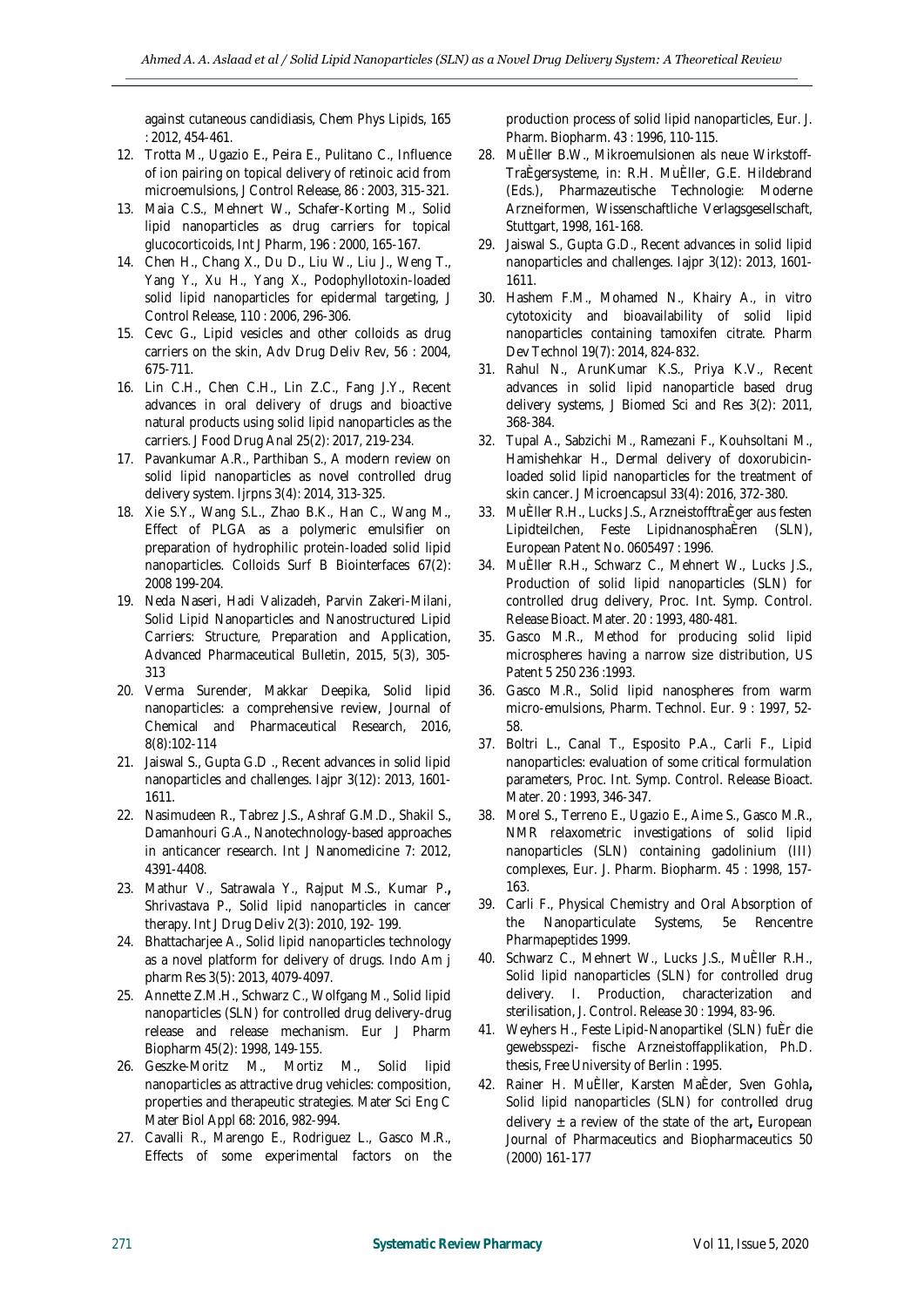against cutaneous candidiasis, Chem Phys Lipids, 165 : 2012, 454-461.

12. Trotta M., Ugazio E., Peira E., Pulitano C., Influence of ion pairing on topical delivery of retinoic acid from microemulsions, J Control Release, 86 : 2003, 315-321.
13. Maia C.S., Mehnert W., Schafer-Korting M., Solid lipid nanoparticles as drug carriers for topical glucocorticoids, Int J Pharm, 196 : 2000, 165-167.
14. Chen H., Chang X., Du D., Liu W., Liu J., Weng T., Yang Y., Xu H., Yang X., Podophyllotoxin-loaded solid lipid nanoparticles for epidermal targeting, J Control Release, 110 : 2006, 296-306.
15. Cevc G., Lipid vesicles and other colloids as drug carriers on the skin, Adv Drug Deliv Rev, 56 : 2004, 675-711.
16. Lin C.H., Chen C.H., Lin Z.C., Fang J.Y., Recent advances in oral delivery of drugs and bioactive natural products using solid lipid nanoparticles as the carriers. J Food Drug Anal 25(2): 2017, 219-234.
17. Pavankumar A.R., Parthiban S., A modern review on solid lipid nanoparticles as novel controlled drug delivery system. Ijrpns 3(4): 2014, 313-325.
18. Xie S.Y., Wang S.L., Zhao B.K., Han C., Wang M., Effect of PLGA as a polymeric emulsifier on preparation of hydrophilic protein-loaded solid lipid nanoparticles. Colloids Surf B Biointerfaces 67(2): 2008 199-204.
19. Neda Naseri, Hadi Valizadeh, Parvin Zakeri-Milani, Solid Lipid Nanoparticles and Nanostructured Lipid Carriers: Structure, Preparation and Application, Advanced Pharmaceutical Bulletin, 2015, 5(3), 305-313
20. Verma Surender, Makkar Deepika, Solid lipid nanoparticles: a comprehensive review, Journal of Chemical and Pharmaceutical Research, 2016, 8(8):102-114
21. Jaiswal S., Gupta G.D ., Recent advances in solid lipid nanoparticles and challenges. Iajpr 3(12): 2013, 1601-1611.
22. Nasimudeen R., Tabrez J.S., Ashraf G.M.D., Shakil S., Damanhouri G.A., Nanotechnology-based approaches in anticancer research. Int J Nanomedicine 7: 2012, 4391-4408.
23. Mathur V., Satrawala Y., Rajput M.S., Kumar P.**,** Shrivastava P., Solid lipid nanoparticles in cancer therapy. Int J Drug Deliv 2(3): 2010, 192- 199.
24. Bhattacharjee A., Solid lipid nanoparticles technology as a novel platform for delivery of drugs. Indo Am j pharm Res 3(5): 2013, 4079-4097.
25. Annette Z.M.H., Schwarz C., Wolfgang M., Solid lipid nanoparticles (SLN) for controlled drug delivery-drug release and release mechanism. Eur J Pharm Biopharm 45(2): 1998, 149-155.
26. Geszke-Moritz M., Mortiz M., Solid lipid nanoparticles as attractive drug vehicles: composition, properties and therapeutic strategies. Mater Sci Eng C Mater Biol Appl 68: 2016, 982-994.
27. Cavalli R., Marengo E., Rodriguez L., Gasco M.R., Effects of some experimental factors on the production process of solid lipid nanoparticles, Eur. J. Pharm. Biopharm. 43 : 1996, 110-115.
28. MuÈller B.W., Mikroemulsionen als neue Wirkstoff-TraÈgersysteme, in: R.H. MuÈller, G.E. Hildebrand (Eds.), Pharmazeutische Technologie: Moderne Arzneiformen, Wissenschaftliche Verlagsgesellschaft, Stuttgart, 1998, 161-168.
29. Jaiswal S., Gupta G.D., Recent advances in solid lipid nanoparticles and challenges. Iajpr 3(12): 2013, 1601-1611.
30. Hashem F.M., Mohamed N., Khairy A., in vitro cytotoxicity and bioavailability of solid lipid nanoparticles containing tamoxifen citrate. Pharm Dev Technol 19(7): 2014, 824-832.
31. Rahul N., ArunKumar K.S., Priya K.V., Recent advances in solid lipid nanoparticle based drug delivery systems, J Biomed Sci and Res 3(2): 2011, 368-384.
32. Tupal A., Sabzichi M., Ramezani F., Kouhsoltani M., Hamishehkar H., Dermal delivery of doxorubicin-loaded solid lipid nanoparticles for the treatment of skin cancer. J Microencapsul 33(4): 2016, 372-380.
33. MuÈller R.H., Lucks J.S., ArzneistofftraÈger aus festen Lipidteilchen, Feste LipidnanosphaÈren (SLN), European Patent No. 0605497 : 1996.
34. MuÈller R.H., Schwarz C., Mehnert W., Lucks J.S., Production of solid lipid nanoparticles (SLN) for controlled drug delivery, Proc. Int. Symp. Control. Release Bioact. Mater. 20 : 1993, 480-481.
35. Gasco M.R., Method for producing solid lipid microspheres having a narrow size distribution, US Patent 5 250 236 :1993.
36. Gasco M.R., Solid lipid nanospheres from warm micro-emulsions, Pharm. Technol. Eur. 9 : 1997, 52-58.
37. Boltri L., Canal T., Esposito P.A., Carli F., Lipid nanoparticles: evaluation of some critical formulation parameters, Proc. Int. Symp. Control. Release Bioact. Mater. 20 : 1993, 346-347.
38. Morel S., Terreno E., Ugazio E., Aime S., Gasco M.R., NMR relaxometric investigations of solid lipid nanoparticles (SLN) containing gadolinium (III) complexes, Eur. J. Pharm. Biopharm. 45 : 1998, 157-163.
39. Carli F., Physical Chemistry and Oral Absorption of the Nanoparticulate Systems, 5e Rencentre Pharmapeptides 1999.
40. Schwarz C., Mehnert W., Lucks J.S., MuÈller R.H., Solid lipid nanoparticles (SLN) for controlled drug delivery. I. Production, characterization and sterilisation, J. Control. Release 30 : 1994, 83-96.
41. Weyhers H., Feste Lipid-Nanopartikel (SLN) fuÈr die gewebsspezi- fische Arzneistoffapplikation, Ph.D. thesis, Free University of Berlin : 1995.
42. Rainer H. MuÈller, Karsten MaÈder, Sven Gohla**,** Solid lipid nanoparticles (SLN) for controlled drug delivery ± a review of the state of the art**,** European Journal of Pharmaceutics and Biopharmaceutics 50 (2000) 161-177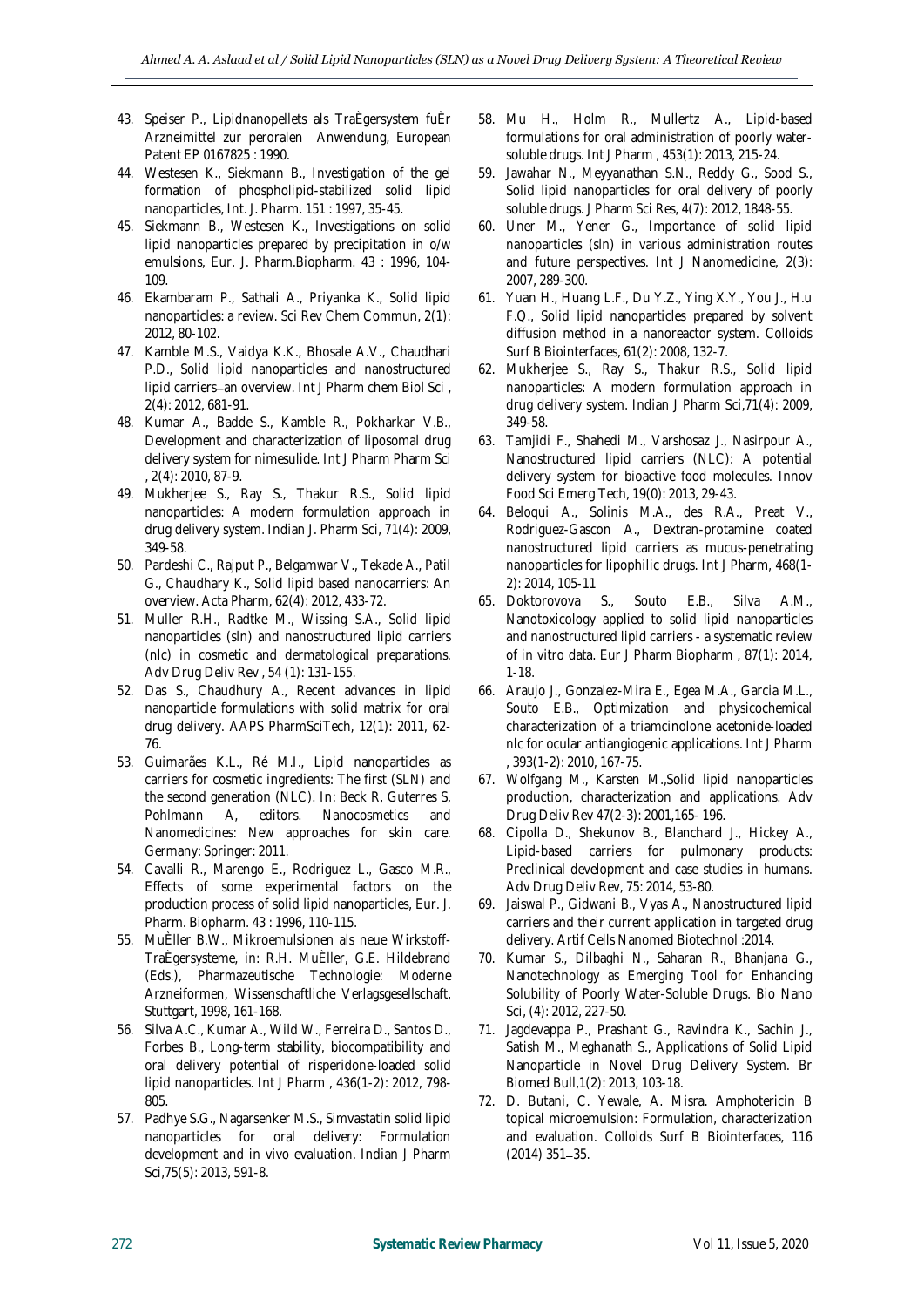43. Speiser P., Lipidnanopellets als TraÈgersystem fuÈr Arzneimittel zur peroralen Anwendung, European Patent EP 0167825 : 1990.
44. Westesen K., Siekmann B., Investigation of the gel formation of phospholipid-stabilized solid lipid nanoparticles, Int. J. Pharm. 151 : 1997, 35-45.
45. Siekmann B., Westesen K., Investigations on solid lipid nanoparticles prepared by precipitation in o/w emulsions, Eur. J. Pharm.Biopharm. 43 : 1996, 104-109.
46. Ekambaram P., Sathali A., Priyanka K., Solid lipid nanoparticles: a review. Sci Rev Chem Commun, 2(1): 2012, 80-102.
47. Kamble M.S., Vaidya K.K., Bhosale A.V., Chaudhari P.D., Solid lipid nanoparticles and nanostructured lipid carriers–an overview. Int J Pharm chem Biol Sci , 2(4): 2012, 681-91.
48. Kumar A., Badde S., Kamble R., Pokharkar V.B., Development and characterization of liposomal drug delivery system for nimesulide. Int J Pharm Pharm Sci , 2(4): 2010, 87-9.
49. Mukherjee S., Ray S., Thakur R.S., Solid lipid nanoparticles: A modern formulation approach in drug delivery system. Indian J. Pharm Sci, 71(4): 2009, 349-58.
50. Pardeshi C., Rajput P., Belgamwar V., Tekade A., Patil G., Chaudhary K., Solid lipid based nanocarriers: An overview. Acta Pharm, 62(4): 2012, 433-72.
51. Muller R.H., Radtke M., Wissing S.A., Solid lipid nanoparticles (sln) and nanostructured lipid carriers (nlc) in cosmetic and dermatological preparations. Adv Drug Deliv Rev , 54 (1): 131-155.
52. Das S., Chaudhury A., Recent advances in lipid nanoparticle formulations with solid matrix for oral drug delivery. AAPS PharmSciTech, 12(1): 2011, 62-76.
53. Guimarães K.L., Ré M.I., Lipid nanoparticles as carriers for cosmetic ingredients: The first (SLN) and the second generation (NLC). In: Beck R, Guterres S, Pohlmann A, editors. Nanocosmetics and Nanomedicines: New approaches for skin care. Germany: Springer: 2011.
54. Cavalli R., Marengo E., Rodriguez L., Gasco M.R., Effects of some experimental factors on the production process of solid lipid nanoparticles, Eur. J. Pharm. Biopharm. 43 : 1996, 110-115.
55. MuÈller B.W., Mikroemulsionen als neue Wirkstoff-TraÈgersysteme, in: R.H. MuÈller, G.E. Hildebrand (Eds.), Pharmazeutische Technologie: Moderne Arzneiformen, Wissenschaftliche Verlagsgesellschaft, Stuttgart, 1998, 161-168.
56. Silva A.C., Kumar A., Wild W., Ferreira D., Santos D., Forbes B., Long-term stability, biocompatibility and oral delivery potential of risperidone-loaded solid lipid nanoparticles. Int J Pharm , 436(1-2): 2012, 798-805.
57. Padhye S.G., Nagarsenker M.S., Simvastatin solid lipid nanoparticles for oral delivery: Formulation development and in vivo evaluation. Indian J Pharm Sci,75(5): 2013, 591-8.
58. Mu H., Holm R., Mullertz A., Lipid-based formulations for oral administration of poorly water-soluble drugs. Int J Pharm , 453(1): 2013, 215-24.
59. Jawahar N., Meyyanathan S.N., Reddy G., Sood S., Solid lipid nanoparticles for oral delivery of poorly soluble drugs. J Pharm Sci Res, 4(7): 2012, 1848-55.
60. Uner M., Yener G., Importance of solid lipid nanoparticles (sln) in various administration routes and future perspectives. Int J Nanomedicine, 2(3): 2007, 289-300.
61. Yuan H., Huang L.F., Du Y.Z., Ying X.Y., You J., H.u F.Q., Solid lipid nanoparticles prepared by solvent diffusion method in a nanoreactor system. Colloids Surf B Biointerfaces, 61(2): 2008, 132-7.
62. Mukherjee S., Ray S., Thakur R.S., Solid lipid nanoparticles: A modern formulation approach in drug delivery system. Indian J Pharm Sci,71(4): 2009, 349-58.
63. Tamjidi F., Shahedi M., Varshosaz J., Nasirpour A., Nanostructured lipid carriers (NLC): A potential delivery system for bioactive food molecules. Innov Food Sci Emerg Tech, 19(0): 2013, 29-43.
64. Beloqui A., Solinis M.A., des R.A., Preat V., Rodriguez-Gascon A., Dextran-protamine coated nanostructured lipid carriers as mucus-penetrating nanoparticles for lipophilic drugs. Int J Pharm, 468(1-2): 2014, 105-11
65. Doktorovova S., Souto E.B., Silva A.M., Nanotoxicology applied to solid lipid nanoparticles and nanostructured lipid carriers - a systematic review of in vitro data. Eur J Pharm Biopharm , 87(1): 2014, 1-18.
66. Araujo J., Gonzalez-Mira E., Egea M.A., Garcia M.L., Souto E.B., Optimization and physicochemical characterization of a triamcinolone acetonide-loaded nlc for ocular antiangiogenic applications. Int J Pharm , 393(1-2): 2010, 167-75.
67. Wolfgang M., Karsten M.,Solid lipid nanoparticles production, characterization and applications. Adv Drug Deliv Rev 47(2-3): 2001,165- 196.
68. Cipolla D., Shekunov B., Blanchard J., Hickey A., Lipid-based carriers for pulmonary products: Preclinical development and case studies in humans. Adv Drug Deliv Rev, 75: 2014, 53-80.
69. Jaiswal P., Gidwani B., Vyas A., Nanostructured lipid carriers and their current application in targeted drug delivery. Artif Cells Nanomed Biotechnol :2014.
70. Kumar S., Dilbaghi N., Saharan R., Bhanjana G., Nanotechnology as Emerging Tool for Enhancing Solubility of Poorly Water-Soluble Drugs. Bio Nano Sci, (4): 2012, 227-50.
71. Jagdevappa P., Prashant G., Ravindra K., Sachin J., Satish M., Meghanath S., Applications of Solid Lipid Nanoparticle in Novel Drug Delivery System. Br Biomed Bull,1(2): 2013, 103-18.
72. D. Butani, C. Yewale, A. Misra. Amphotericin B topical microemulsion: Formulation, characterization and evaluation. Colloids Surf B Biointerfaces, 116 (2014) 351–35.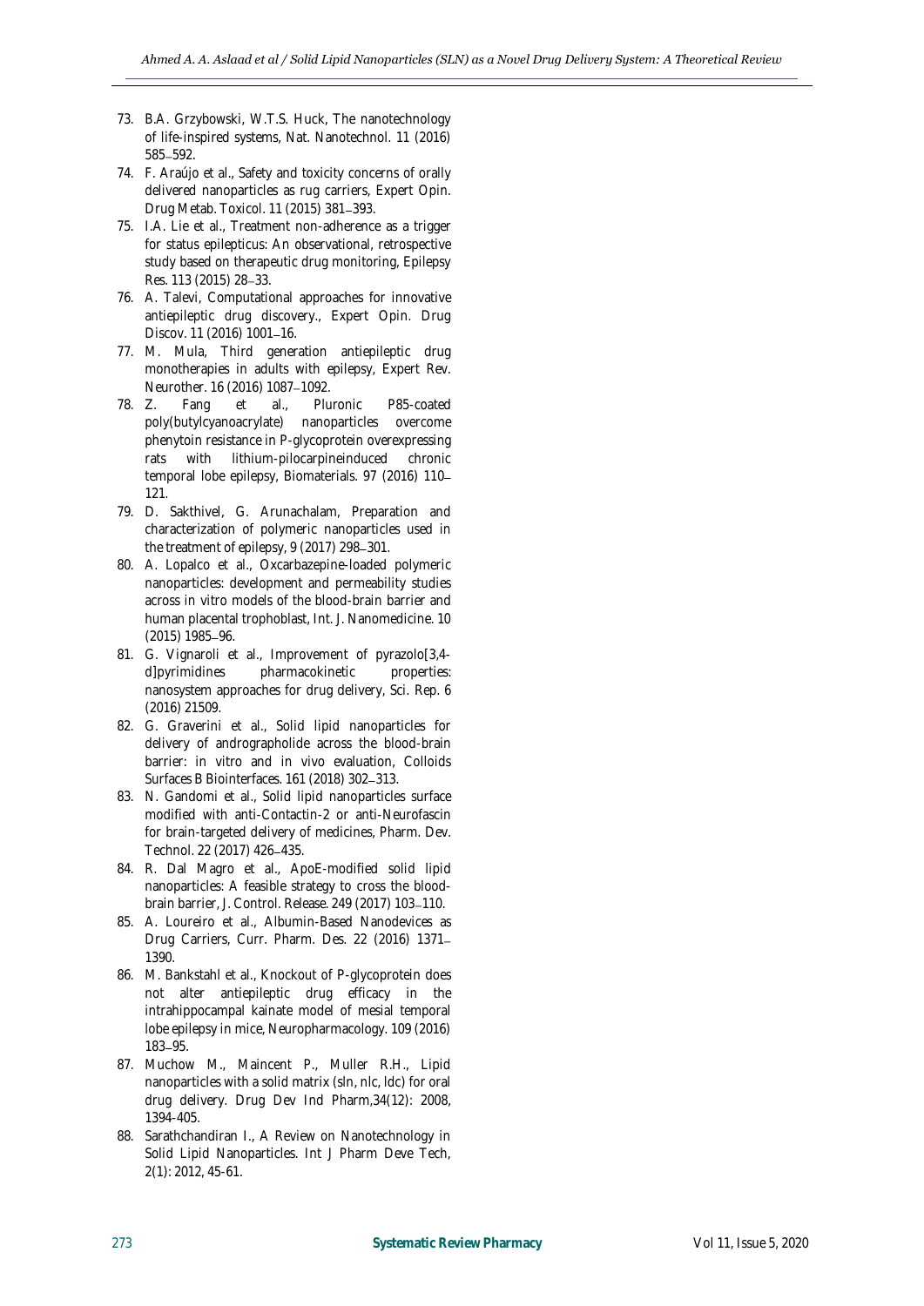73. B.A. Grzybowski, W.T.S. Huck, The nanotechnology of life-inspired systems, Nat. Nanotechnol. 11 (2016) 585–592.
74. F. Araújo et al., Safety and toxicity concerns of orally delivered nanoparticles as rug carriers, Expert Opin. Drug Metab. Toxicol. 11 (2015) 381–393.
75. I.A. Lie et al., Treatment non-adherence as a trigger for status epilepticus: An observational, retrospective study based on therapeutic drug monitoring, Epilepsy Res. 113 (2015) 28–33.
76. A. Talevi, Computational approaches for innovative antiepileptic drug discovery., Expert Opin. Drug Discov. 11 (2016) 1001–16.
77. M. Mula, Third generation antiepileptic drug monotherapies in adults with epilepsy, Expert Rev. Neurother. 16 (2016) 1087–1092.
78. Z. Fang et al., Pluronic P85-coated poly(butylcyanoacrylate) nanoparticles overcome phenytoin resistance in P-glycoprotein overexpressing rats with lithium-pilocarpineinduced chronic temporal lobe epilepsy, Biomaterials. 97 (2016) 110–121.
79. D. Sakthivel, G. Arunachalam, Preparation and characterization of polymeric nanoparticles used in the treatment of epilepsy, 9 (2017) 298–301.
80. A. Lopalco et al., Oxcarbazepine-loaded polymeric nanoparticles: development and permeability studies across in vitro models of the blood-brain barrier and human placental trophoblast, Int. J. Nanomedicine. 10 (2015) 1985–96.
81. G. Vignaroli et al., Improvement of pyrazolo[3,4-d]pyrimidines pharmacokinetic properties: nanosystem approaches for drug delivery, Sci. Rep. 6 (2016) 21509.
82. G. Graverini et al., Solid lipid nanoparticles for delivery of andrographolide across the blood-brain barrier: in vitro and in vivo evaluation, Colloids Surfaces B Biointerfaces. 161 (2018) 302–313.
83. N. Gandomi et al., Solid lipid nanoparticles surface modified with anti-Contactin-2 or anti-Neurofascin for brain-targeted delivery of medicines, Pharm. Dev. Technol. 22 (2017) 426–435.
84. R. Dal Magro et al., ApoE-modified solid lipid nanoparticles: A feasible strategy to cross the blood-brain barrier, J. Control. Release. 249 (2017) 103–110.
85. A. Loureiro et al., Albumin-Based Nanodevices as Drug Carriers, Curr. Pharm. Des. 22 (2016) 1371–1390.
86. M. Bankstahl et al., Knockout of P-glycoprotein does not alter antiepileptic drug efficacy in the intrahippocampal kainate model of mesial temporal lobe epilepsy in mice, Neuropharmacology. 109 (2016) 183–95.
87. Muchow M., Maincent P., Muller R.H., Lipid nanoparticles with a solid matrix (sln, nlc, ldc) for oral drug delivery. Drug Dev Ind Pharm,34(12): 2008, 1394-405.
88. Sarathchandiran I., A Review on Nanotechnology in Solid Lipid Nanoparticles. Int J Pharm Deve Tech, 2(1): 2012, 45-61.